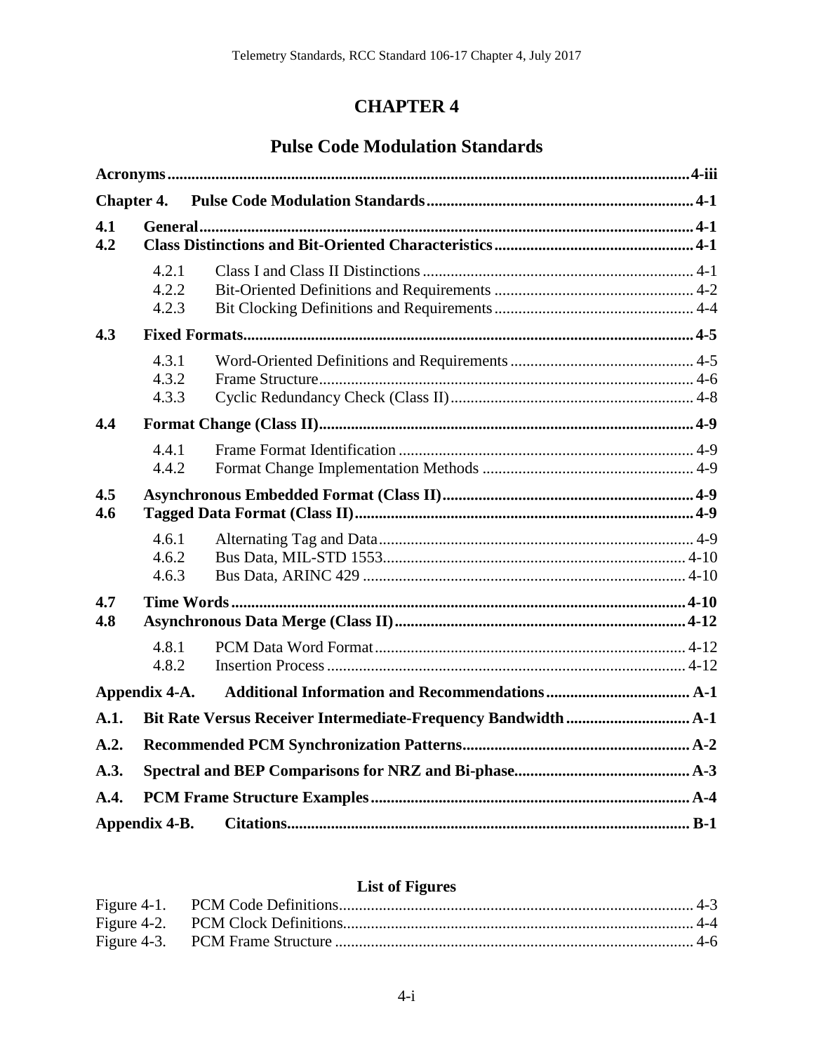# CHAPTER 4

## Pulse Code Modulation Standards

**Acronyms** ..... **4-iii**

**Chapter 4. Pulse Code Modulation Standards** ..... **4-1**

**4.1 General** ..... **4-1**

**4.2 Class Distinctions and Bit-Oriented Characteristics** ..... **4-1**

- 4.2.1 Class I and Class II Distinctions ..... 4-1
- 4.2.2 Bit-Oriented Definitions and Requirements ..... 4-2
- 4.2.3 Bit Clocking Definitions and Requirements ..... 4-4

**4.3 Fixed Formats** ..... **4-5**

- 4.3.1 Word-Oriented Definitions and Requirements ..... 4-5
- 4.3.2 Frame Structure ..... 4-6
- 4.3.3 Cyclic Redundancy Check (Class II) ..... 4-8

**4.4 Format Change (Class II)** ..... **4-9**

- 4.4.1 Frame Format Identification ..... 4-9
- 4.4.2 Format Change Implementation Methods ..... 4-9

**4.5 Asynchronous Embedded Format (Class II)** ..... **4-9**

**4.6 Tagged Data Format (Class II)** ..... **4-9**

- 4.6.1 Alternating Tag and Data ..... 4-9
- 4.6.2 Bus Data, MIL-STD 1553 ..... 4-10
- 4.6.3 Bus Data, ARINC 429 ..... 4-10

**4.7 Time Words** ..... **4-10**

**4.8 Asynchronous Data Merge (Class II)** ..... **4-12**

- 4.8.1 PCM Data Word Format ..... 4-12
- 4.8.2 Insertion Process ..... 4-12

**Appendix 4-A. Additional Information and Recommendations** ..... **A-1**

**A.1. Bit Rate Versus Receiver Intermediate-Frequency Bandwidth** ..... **A-1**

**A.2. Recommended PCM Synchronization Patterns** ..... **A-2**

**A.3. Spectral and BEP Comparisons for NRZ and Bi-phase** ..... **A-3**

**A.4. PCM Frame Structure Examples** ..... **A-4**

**Appendix 4-B. Citations** ..... **B-1**

### List of Figures

- Figure 4-1. PCM Code Definitions ..... 4-3
- Figure 4-2. PCM Clock Definitions ..... 4-4
- Figure 4-3. PCM Frame Structure ..... 4-6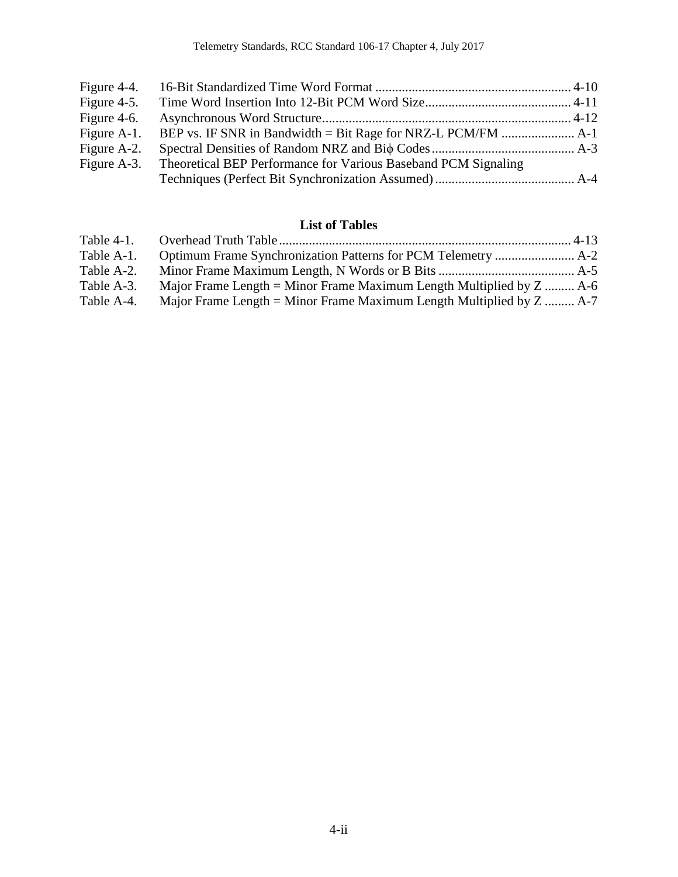Figure 4-4. 16-Bit Standardized Time Word Format ........................................................... 4-10
Figure 4-5. Time Word Insertion Into 12-Bit PCM Word Size............................................. 4-11
Figure 4-6. Asynchronous Word Structure............................................................................. 4-12
Figure A-1. BEP vs. IF SNR in Bandwidth = Bit Rage for NRZ-L PCM/FM ...................... A-1
Figure A-2. Spectral Densities of Random NRZ and Biϕ Codes........................................... A-3
Figure A-3. Theoretical BEP Performance for Various Baseband PCM Signaling Techniques (Perfect Bit Synchronization Assumed)........................................... A-4

## List of Tables

Table 4-1. Overhead Truth Table......................................................................................... 4-13
Table A-1. Optimum Frame Synchronization Patterns for PCM Telemetry ........................ A-2
Table A-2. Minor Frame Maximum Length, N Words or B Bits ......................................... A-5
Table A-3. Major Frame Length = Minor Frame Maximum Length Multiplied by Z ......... A-6
Table A-4. Major Frame Length = Minor Frame Maximum Length Multiplied by Z ......... A-7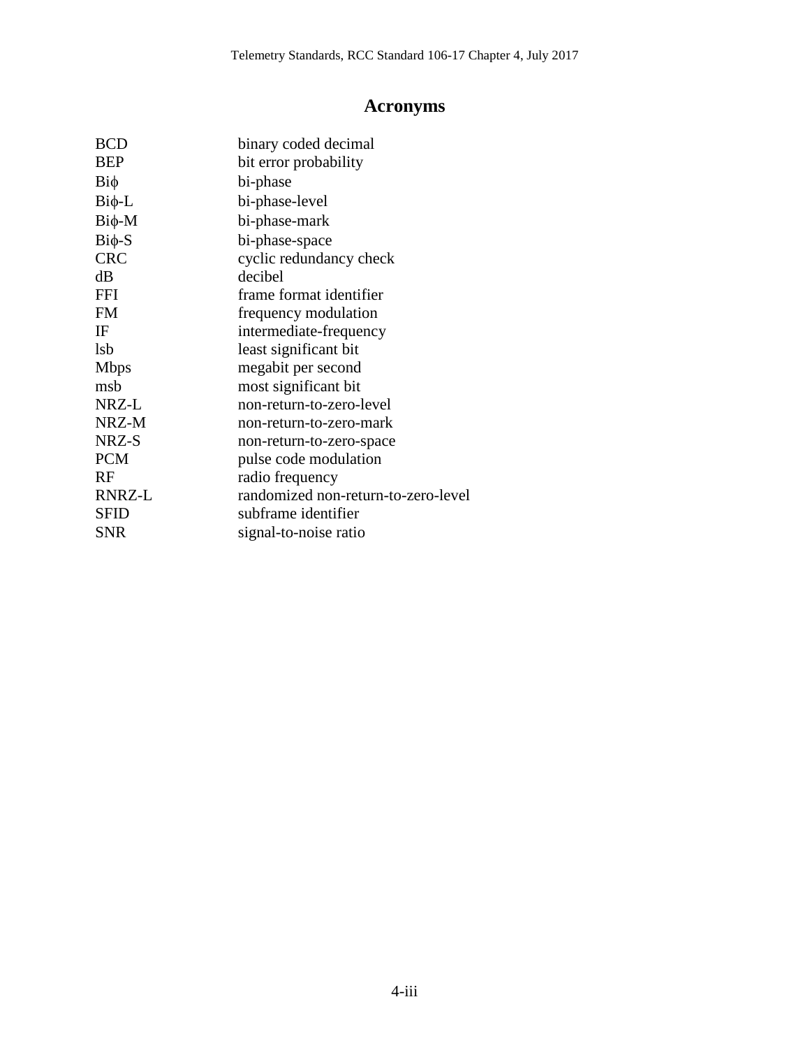# Acronyms

| | |
|---|---|
| BCD | binary coded decimal |
| BEP | bit error probability |
| Biφ | bi-phase |
| Biφ-L | bi-phase-level |
| Biφ-M | bi-phase-mark |
| Biφ-S | bi-phase-space |
| CRC | cyclic redundancy check |
| dB | decibel |
| FFI | frame format identifier |
| FM | frequency modulation |
| IF | intermediate-frequency |
| lsb | least significant bit |
| Mbps | megabit per second |
| msb | most significant bit |
| NRZ-L | non-return-to-zero-level |
| NRZ-M | non-return-to-zero-mark |
| NRZ-S | non-return-to-zero-space |
| PCM | pulse code modulation |
| RF | radio frequency |
| RNRZ-L | randomized non-return-to-zero-level |
| SFID | subframe identifier |
| SNR | signal-to-noise ratio |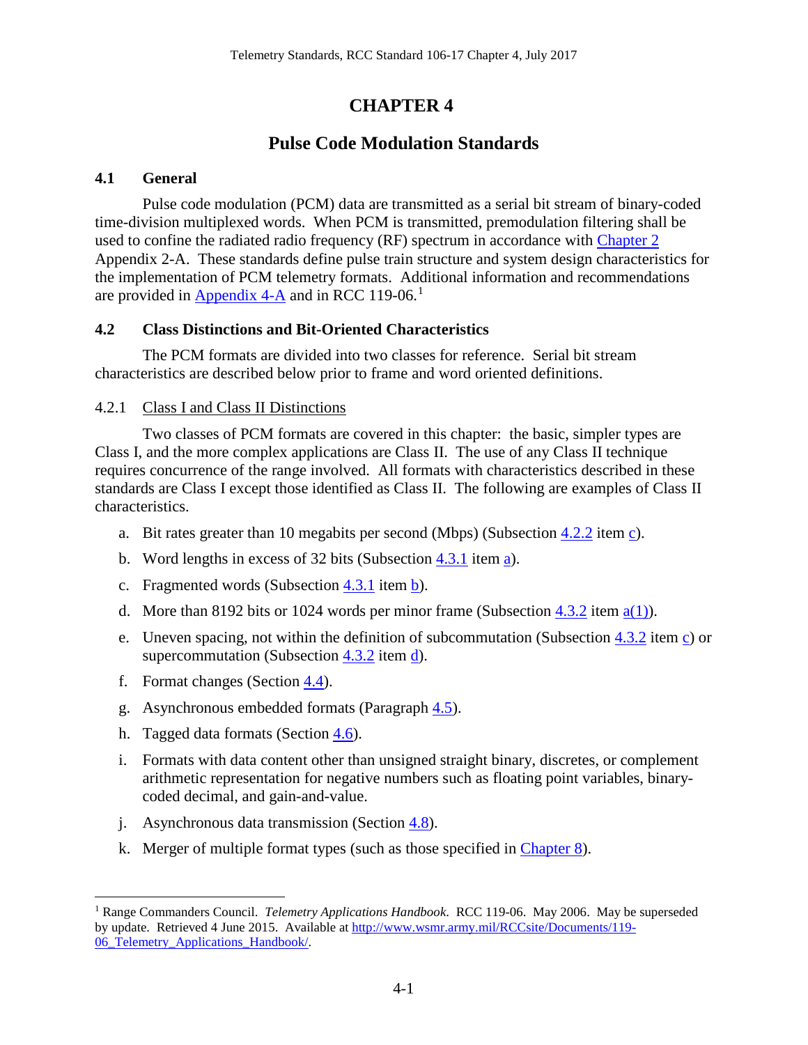# CHAPTER 4

## Pulse Code Modulation Standards

### 4.1 General

Pulse code modulation (PCM) data are transmitted as a serial bit stream of binary-coded time-division multiplexed words. When PCM is transmitted, premodulation filtering shall be used to confine the radiated radio frequency (RF) spectrum in accordance with Chapter 2 Appendix 2-A. These standards define pulse train structure and system design characteristics for the implementation of PCM telemetry formats. Additional information and recommendations are provided in Appendix 4-A and in RCC 119-06.[1]

### 4.2 Class Distinctions and Bit-Oriented Characteristics

The PCM formats are divided into two classes for reference. Serial bit stream characteristics are described below prior to frame and word oriented definitions.

#### 4.2.1 Class I and Class II Distinctions

Two classes of PCM formats are covered in this chapter: the basic, simpler types are Class I, and the more complex applications are Class II. The use of any Class II technique requires concurrence of the range involved. All formats with characteristics described in these standards are Class I except those identified as Class II. The following are examples of Class II characteristics.

a. Bit rates greater than 10 megabits per second (Mbps) (Subsection 4.2.2 item c).

b. Word lengths in excess of 32 bits (Subsection 4.3.1 item a).

c. Fragmented words (Subsection 4.3.1 item b).

d. More than 8192 bits or 1024 words per minor frame (Subsection 4.3.2 item a(1)).

e. Uneven spacing, not within the definition of subcommutation (Subsection 4.3.2 item c) or supercommutation (Subsection 4.3.2 item d).

f. Format changes (Section 4.4).

g. Asynchronous embedded formats (Paragraph 4.5).

h. Tagged data formats (Section 4.6).

i. Formats with data content other than unsigned straight binary, discretes, or complement arithmetic representation for negative numbers such as floating point variables, binary-coded decimal, and gain-and-value.

j. Asynchronous data transmission (Section 4.8).

k. Merger of multiple format types (such as those specified in Chapter 8).

---

[1] Range Commanders Council. *Telemetry Applications Handbook*. RCC 119-06. May 2006. May be superseded by update. Retrieved 4 June 2015. Available at http://www.wsmr.army.mil/RCCsite/Documents/119-06_Telemetry_Applications_Handbook/.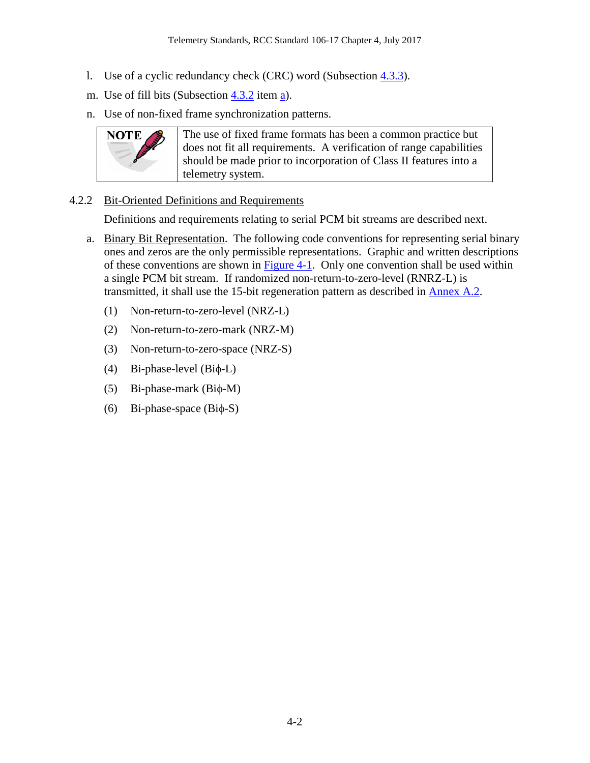l. Use of a cyclic redundancy check (CRC) word (Subsection 4.3.3).

m. Use of fill bits (Subsection 4.3.2 item a).

n. Use of non-fixed frame synchronization patterns.

| | |
|---|---|
| NOTE | The use of fixed frame formats has been a common practice but does not fit all requirements. A verification of range capabilities should be made prior to incorporation of Class II features into a telemetry system. |

### 4.2.2 Bit-Oriented Definitions and Requirements

Definitions and requirements relating to serial PCM bit streams are described next.

a. Binary Bit Representation. The following code conventions for representing serial binary ones and zeros are the only permissible representations. Graphic and written descriptions of these conventions are shown in Figure 4-1. Only one convention shall be used within a single PCM bit stream. If randomized non-return-to-zero-level (RNRZ-L) is transmitted, it shall use the 15-bit regeneration pattern as described in Annex A.2.

(1) Non-return-to-zero-level (NRZ-L)

(2) Non-return-to-zero-mark (NRZ-M)

(3) Non-return-to-zero-space (NRZ-S)

(4) Bi-phase-level (Biϕ-L)

(5) Bi-phase-mark (Biϕ-M)

(6) Bi-phase-space (Biϕ-S)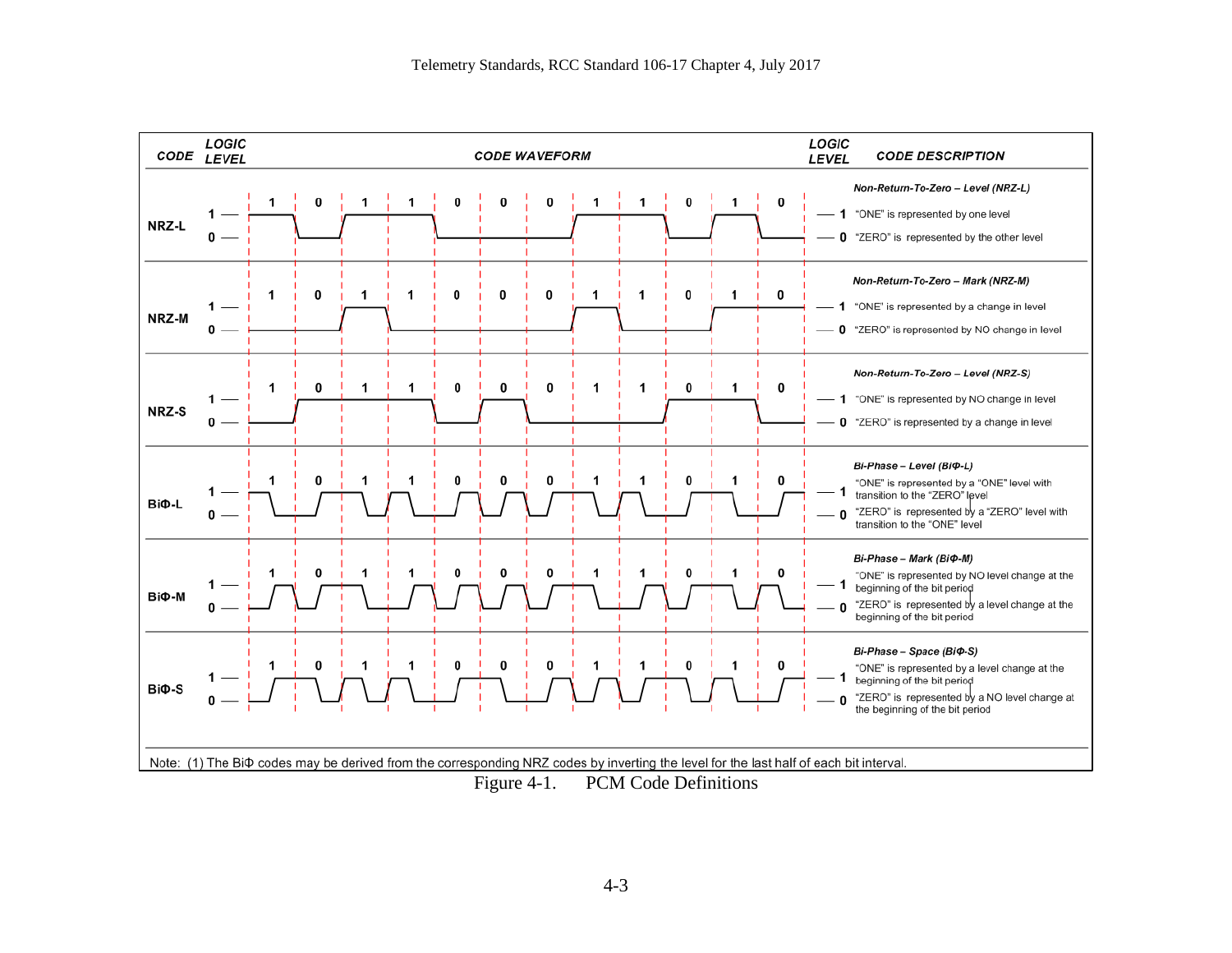CODE | LOGIC LEVEL | CODE WAVEFORM | LOGIC LEVEL | CODE DESCRIPTION

**NRZ-L**

1 0 1 1 0 0 0 1 1 0 1 0

1 —
0 —

— 1 "ONE" is represented by one level
— 0 "ZERO" is represented by the other level

*Non-Return-To-Zero – Level (NRZ-L)*

**NRZ-M**

1 0 1 1 0 0 0 1 1 0 1 0

1 —
0 —

— 1 "ONE" is represented by a change in level
— 0 "ZERO" is represented by NO change in level

*Non-Return-To-Zero – Mark (NRZ-M)*

**NRZ-S**

1 0 1 1 0 0 0 1 1 0 1 0

1 —
0 —

— 1 "ONE" is represented by NO change in level
— 0 "ZERO" is represented by a change in level

*Non-Return-To-Zero – Level (NRZ-S)*

**BiΦ-L**

1 0 1 1 0 0 0 1 1 0 1 0

1 —
0 —

— 1 "ONE" is represented by a "ONE" level with transition to the "ZERO" level
— 0 "ZERO" is represented by a "ZERO" level with transition to the "ONE" level

*Bi-Phase – Level (BiΦ-L)*

**BiΦ-M**

1 0 1 1 0 0 0 1 1 0 1 0

1 —
0 —

— 1 "ONE" is represented by NO level change at the beginning of the bit period
— 0 "ZERO" is represented by a level change at the beginning of the bit period

*Bi-Phase – Mark (BiΦ-M)*

**BiΦ-S**

1 0 1 1 0 0 0 1 1 0 1 0

1 —
0 —

— 1 "ONE" is represented by a level change at the beginning of the bit period
— 0 "ZERO" is represented by a NO level change at the beginning of the bit period

*Bi-Phase – Space (BiΦ-S)*

Note: (1) The BiΦ codes may be derived from the corresponding NRZ codes by inverting the level for the last half of each bit interval.

Figure 4-1. PCM Code Definitions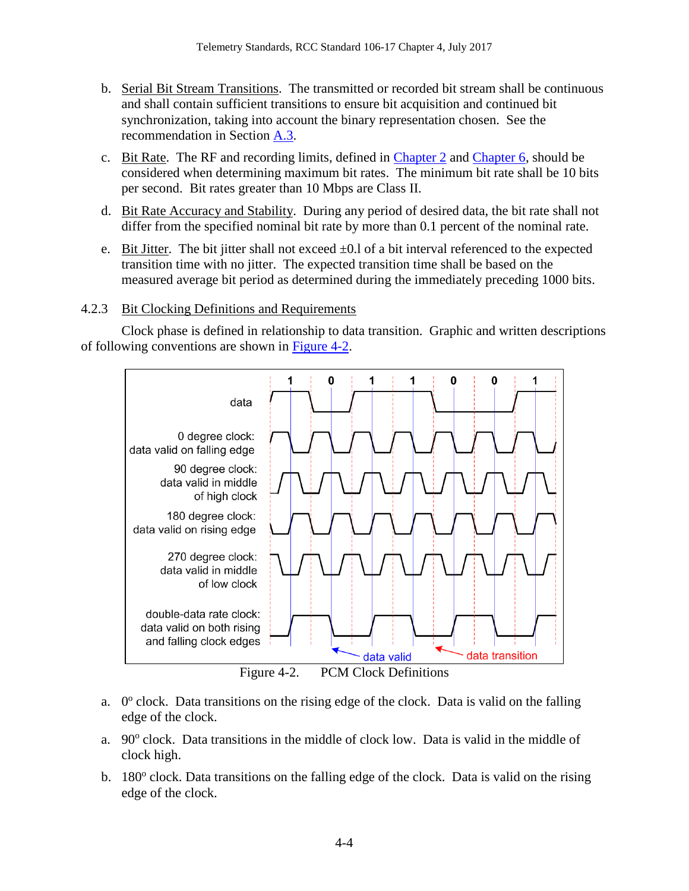b. Serial Bit Stream Transitions. The transmitted or recorded bit stream shall be continuous and shall contain sufficient transitions to ensure bit acquisition and continued bit synchronization, taking into account the binary representation chosen. See the recommendation in Section A.3.

c. Bit Rate. The RF and recording limits, defined in Chapter 2 and Chapter 6, should be considered when determining maximum bit rates. The minimum bit rate shall be 10 bits per second. Bit rates greater than 10 Mbps are Class II.

d. Bit Rate Accuracy and Stability. During any period of desired data, the bit rate shall not differ from the specified nominal bit rate by more than 0.1 percent of the nominal rate.

e. Bit Jitter. The bit jitter shall not exceed ±0.l of a bit interval referenced to the expected transition time with no jitter. The expected transition time shall be based on the measured average bit period as determined during the immediately preceding 1000 bits.

### 4.2.3 Bit Clocking Definitions and Requirements

Clock phase is defined in relationship to data transition. Graphic and written descriptions of following conventions are shown in Figure 4-2.

1 0 1 1 0 0 1

data

0 degree clock:
data valid on falling edge

90 degree clock:
data valid in middle
of high clock

180 degree clock:
data valid on rising edge

270 degree clock:
data valid in middle
of low clock

double-data rate clock:
data valid on both rising
and falling clock edges

data valid

data transition

Figure 4-2. PCM Clock Definitions

a. 0° clock. Data transitions on the rising edge of the clock. Data is valid on the falling edge of the clock.

a. 90° clock. Data transitions in the middle of clock low. Data is valid in the middle of clock high.

b. 180° clock. Data transitions on the falling edge of the clock. Data is valid on the rising edge of the clock.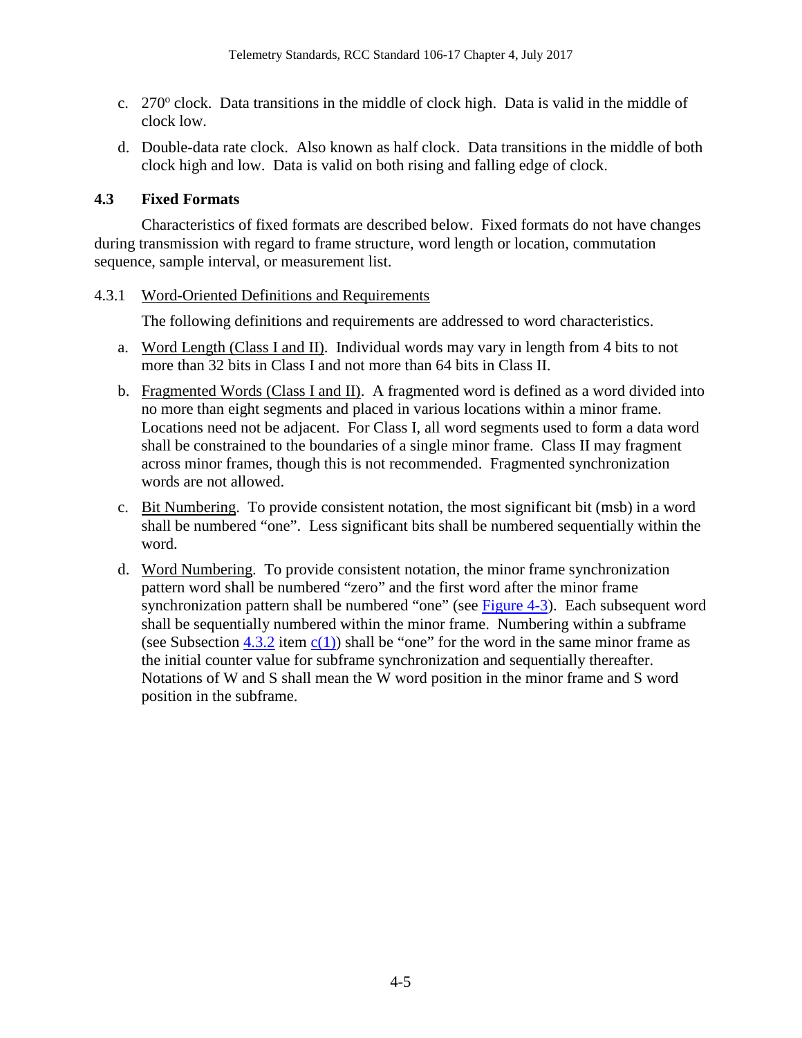c. 270° clock. Data transitions in the middle of clock high. Data is valid in the middle of clock low.

d. Double-data rate clock. Also known as half clock. Data transitions in the middle of both clock high and low. Data is valid on both rising and falling edge of clock.

## 4.3 Fixed Formats

Characteristics of fixed formats are described below. Fixed formats do not have changes during transmission with regard to frame structure, word length or location, commutation sequence, sample interval, or measurement list.

### 4.3.1 Word-Oriented Definitions and Requirements

The following definitions and requirements are addressed to word characteristics.

a. Word Length (Class I and II). Individual words may vary in length from 4 bits to not more than 32 bits in Class I and not more than 64 bits in Class II.

b. Fragmented Words (Class I and II). A fragmented word is defined as a word divided into no more than eight segments and placed in various locations within a minor frame. Locations need not be adjacent. For Class I, all word segments used to form a data word shall be constrained to the boundaries of a single minor frame. Class II may fragment across minor frames, though this is not recommended. Fragmented synchronization words are not allowed.

c. Bit Numbering. To provide consistent notation, the most significant bit (msb) in a word shall be numbered "one". Less significant bits shall be numbered sequentially within the word.

d. Word Numbering. To provide consistent notation, the minor frame synchronization pattern word shall be numbered "zero" and the first word after the minor frame synchronization pattern shall be numbered "one" (see Figure 4-3). Each subsequent word shall be sequentially numbered within the minor frame. Numbering within a subframe (see Subsection 4.3.2 item c(1)) shall be "one" for the word in the same minor frame as the initial counter value for subframe synchronization and sequentially thereafter. Notations of W and S shall mean the W word position in the minor frame and S word position in the subframe.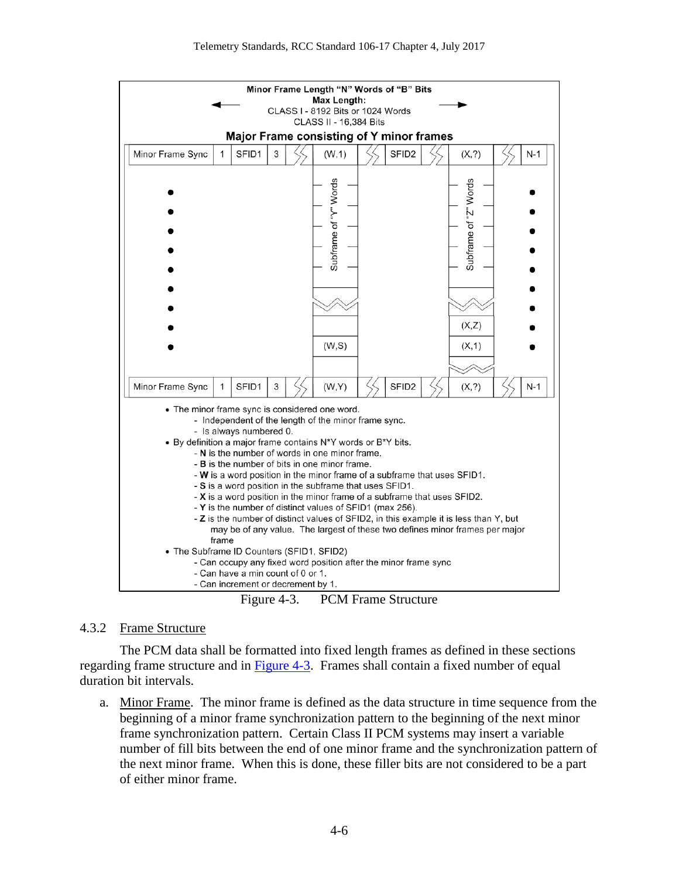Minor Frame Length "N" Words of "B" Bits

Max Length:

CLASS I - 8192 Bits or 1024 Words

CLASS II - 16,384 Bits

**Major Frame consisting of Y minor frames**

Minor Frame Sync | 1 | SFID1 | 3 | (W,1) | SFID2 | (X,?) | N-1

Subframe of "Y" Words

Subframe of "Z" Words

(X,Z)

(W,S)

(X,1)

Minor Frame Sync | 1 | SFID1 | 3 | (W,Y) | SFID2 | (X,?) | N-1

- The minor frame sync is considered one word.
  - Independent of the length of the minor frame sync.
  - Is always numbered 0.
- By definition a major frame contains N*Y words or B*Y bits.
  - **N** is the number of words in one minor frame.
  - **B** is the number of bits in one minor frame.
  - **W** is a word position in the minor frame of a subframe that uses SFID1.
  - **S** is a word position in the subframe that uses SFID1.
  - **X** is a word position in the minor frame of a subframe that uses SFID2.
  - **Y** is the number of distinct values of SFID1 (max 256).
  - **Z** is the number of distinct values of SFID2, in this example it is less than Y, but may be of any value. The largest of these two defines minor frames per major frame
- The Subframe ID Counters (SFID1, SFID2)
  - Can occupy any fixed word position after the minor frame sync
  - Can have a min count of 0 or 1.
  - Can increment or decrement by 1.

Figure 4-3. PCM Frame Structure

### 4.3.2 Frame Structure

The PCM data shall be formatted into fixed length frames as defined in these sections regarding frame structure and in Figure 4-3. Frames shall contain a fixed number of equal duration bit intervals.

a. Minor Frame. The minor frame is defined as the data structure in time sequence from the beginning of a minor frame synchronization pattern to the beginning of the next minor frame synchronization pattern. Certain Class II PCM systems may insert a variable number of fill bits between the end of one minor frame and the synchronization pattern of the next minor frame. When this is done, these filler bits are not considered to be a part of either minor frame.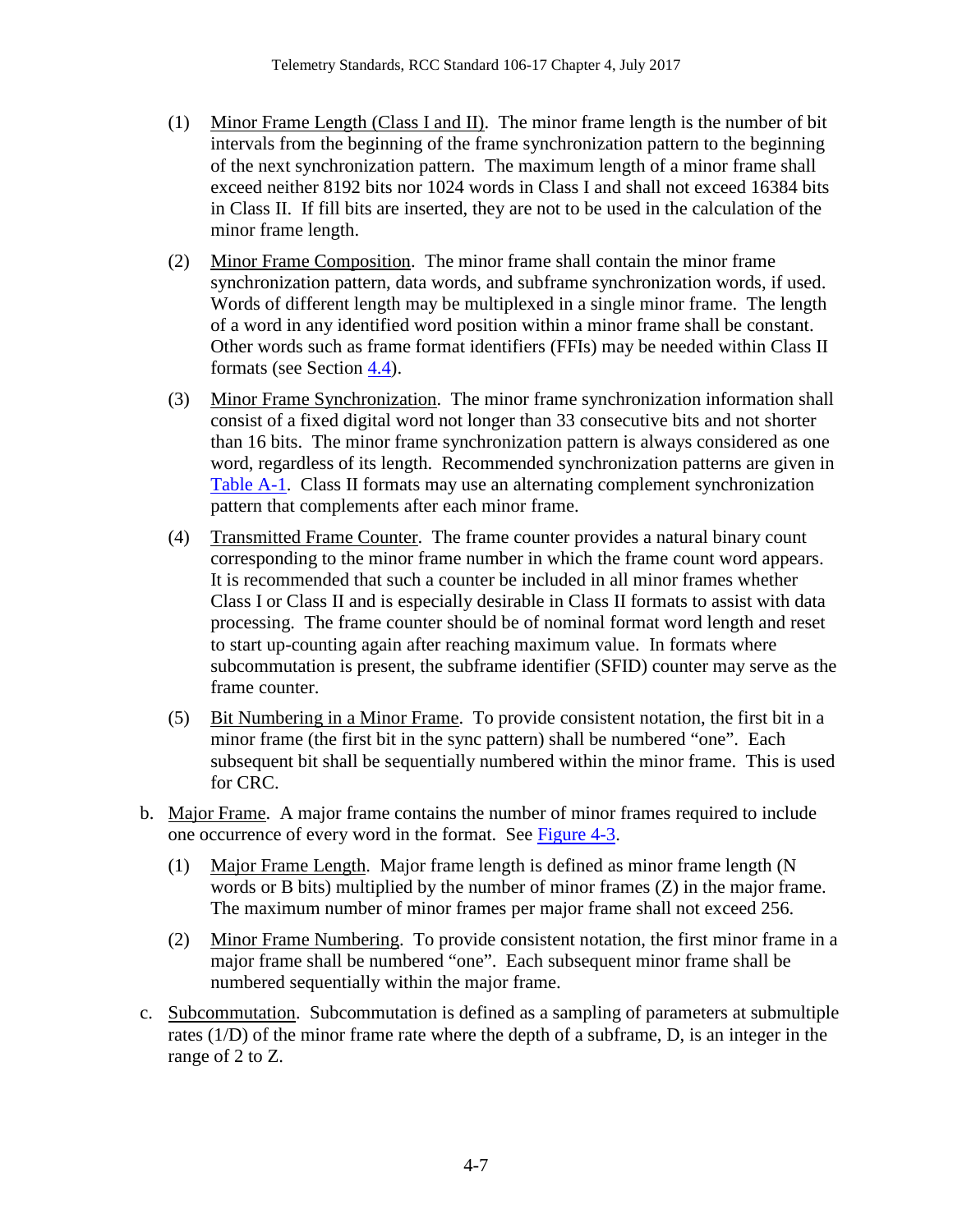(1) Minor Frame Length (Class I and II). The minor frame length is the number of bit intervals from the beginning of the frame synchronization pattern to the beginning of the next synchronization pattern. The maximum length of a minor frame shall exceed neither 8192 bits nor 1024 words in Class I and shall not exceed 16384 bits in Class II. If fill bits are inserted, they are not to be used in the calculation of the minor frame length.

(2) Minor Frame Composition. The minor frame shall contain the minor frame synchronization pattern, data words, and subframe synchronization words, if used. Words of different length may be multiplexed in a single minor frame. The length of a word in any identified word position within a minor frame shall be constant. Other words such as frame format identifiers (FFIs) may be needed within Class II formats (see Section 4.4).

(3) Minor Frame Synchronization. The minor frame synchronization information shall consist of a fixed digital word not longer than 33 consecutive bits and not shorter than 16 bits. The minor frame synchronization pattern is always considered as one word, regardless of its length. Recommended synchronization patterns are given in Table A-1. Class II formats may use an alternating complement synchronization pattern that complements after each minor frame.

(4) Transmitted Frame Counter. The frame counter provides a natural binary count corresponding to the minor frame number in which the frame count word appears. It is recommended that such a counter be included in all minor frames whether Class I or Class II and is especially desirable in Class II formats to assist with data processing. The frame counter should be of nominal format word length and reset to start up-counting again after reaching maximum value. In formats where subcommutation is present, the subframe identifier (SFID) counter may serve as the frame counter.

(5) Bit Numbering in a Minor Frame. To provide consistent notation, the first bit in a minor frame (the first bit in the sync pattern) shall be numbered "one". Each subsequent bit shall be sequentially numbered within the minor frame. This is used for CRC.

b. Major Frame. A major frame contains the number of minor frames required to include one occurrence of every word in the format. See Figure 4-3.

(1) Major Frame Length. Major frame length is defined as minor frame length (N words or B bits) multiplied by the number of minor frames (Z) in the major frame. The maximum number of minor frames per major frame shall not exceed 256.

(2) Minor Frame Numbering. To provide consistent notation, the first minor frame in a major frame shall be numbered "one". Each subsequent minor frame shall be numbered sequentially within the major frame.

c. Subcommutation. Subcommutation is defined as a sampling of parameters at submultiple rates (1/D) of the minor frame rate where the depth of a subframe, D, is an integer in the range of 2 to Z.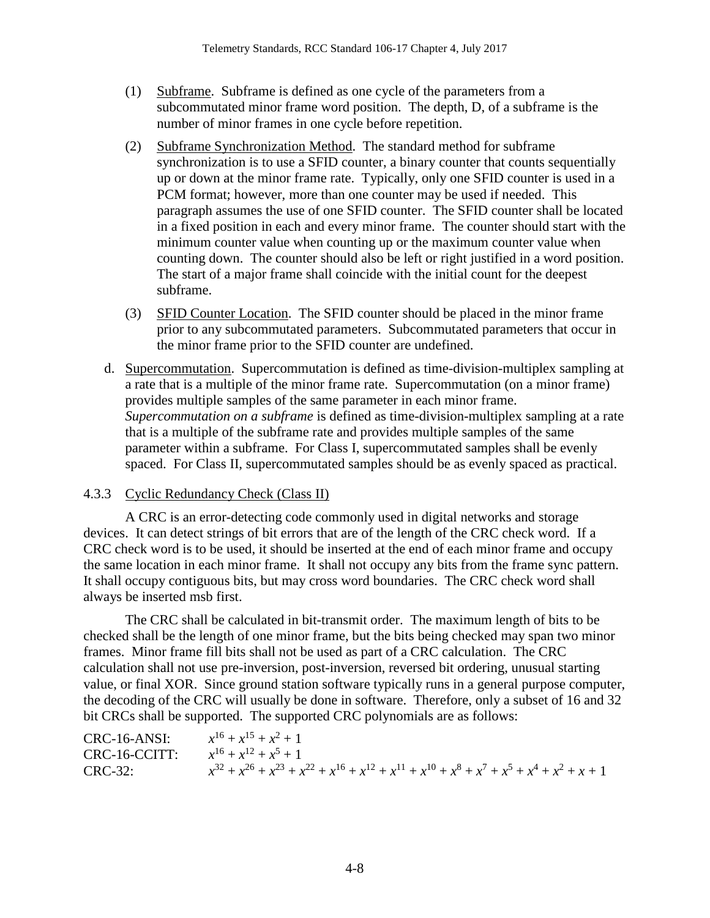(1) Subframe. Subframe is defined as one cycle of the parameters from a subcommutated minor frame word position. The depth, D, of a subframe is the number of minor frames in one cycle before repetition.

(2) Subframe Synchronization Method. The standard method for subframe synchronization is to use a SFID counter, a binary counter that counts sequentially up or down at the minor frame rate. Typically, only one SFID counter is used in a PCM format; however, more than one counter may be used if needed. This paragraph assumes the use of one SFID counter. The SFID counter shall be located in a fixed position in each and every minor frame. The counter should start with the minimum counter value when counting up or the maximum counter value when counting down. The counter should also be left or right justified in a word position. The start of a major frame shall coincide with the initial count for the deepest subframe.

(3) SFID Counter Location. The SFID counter should be placed in the minor frame prior to any subcommutated parameters. Subcommutated parameters that occur in the minor frame prior to the SFID counter are undefined.

d. Supercommutation. Supercommutation is defined as time-division-multiplex sampling at a rate that is a multiple of the minor frame rate. Supercommutation (on a minor frame) provides multiple samples of the same parameter in each minor frame. *Supercommutation on a subframe* is defined as time-division-multiplex sampling at a rate that is a multiple of the subframe rate and provides multiple samples of the same parameter within a subframe. For Class I, supercommutated samples shall be evenly spaced. For Class II, supercommutated samples should be as evenly spaced as practical.

### 4.3.3 Cyclic Redundancy Check (Class II)

A CRC is an error-detecting code commonly used in digital networks and storage devices. It can detect strings of bit errors that are of the length of the CRC check word. If a CRC check word is to be used, it should be inserted at the end of each minor frame and occupy the same location in each minor frame. It shall not occupy any bits from the frame sync pattern. It shall occupy contiguous bits, but may cross word boundaries. The CRC check word shall always be inserted msb first.

The CRC shall be calculated in bit-transmit order. The maximum length of bits to be checked shall be the length of one minor frame, but the bits being checked may span two minor frames. Minor frame fill bits shall not be used as part of a CRC calculation. The CRC calculation shall not use pre-inversion, post-inversion, reversed bit ordering, unusual starting value, or final XOR. Since ground station software typically runs in a general purpose computer, the decoding of the CRC will usually be done in software. Therefore, only a subset of 16 and 32 bit CRCs shall be supported. The supported CRC polynomials are as follows:

CRC-16-ANSI: $x^{16} + x^{15} + x^2 + 1$

CRC-16-CCITT: $x^{16} + x^{12} + x^5 + 1$

CRC-32: $x^{32} + x^{26} + x^{23} + x^{22} + x^{16} + x^{12} + x^{11} + x^{10} + x^8 + x^7 + x^5 + x^4 + x^2 + x + 1$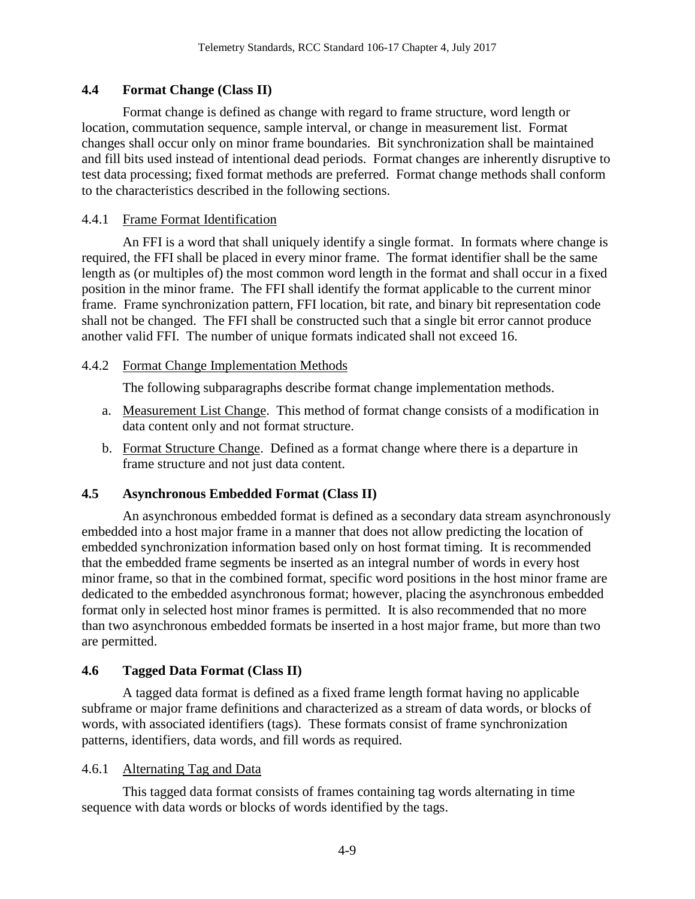## 4.4 Format Change (Class II)

Format change is defined as change with regard to frame structure, word length or location, commutation sequence, sample interval, or change in measurement list. Format changes shall occur only on minor frame boundaries. Bit synchronization shall be maintained and fill bits used instead of intentional dead periods. Format changes are inherently disruptive to test data processing; fixed format methods are preferred. Format change methods shall conform to the characteristics described in the following sections.

### 4.4.1 Frame Format Identification

An FFI is a word that shall uniquely identify a single format. In formats where change is required, the FFI shall be placed in every minor frame. The format identifier shall be the same length as (or multiples of) the most common word length in the format and shall occur in a fixed position in the minor frame. The FFI shall identify the format applicable to the current minor frame. Frame synchronization pattern, FFI location, bit rate, and binary bit representation code shall not be changed. The FFI shall be constructed such that a single bit error cannot produce another valid FFI. The number of unique formats indicated shall not exceed 16.

### 4.4.2 Format Change Implementation Methods

The following subparagraphs describe format change implementation methods.

a. Measurement List Change. This method of format change consists of a modification in data content only and not format structure.

b. Format Structure Change. Defined as a format change where there is a departure in frame structure and not just data content.

## 4.5 Asynchronous Embedded Format (Class II)

An asynchronous embedded format is defined as a secondary data stream asynchronously embedded into a host major frame in a manner that does not allow predicting the location of embedded synchronization information based only on host format timing. It is recommended that the embedded frame segments be inserted as an integral number of words in every host minor frame, so that in the combined format, specific word positions in the host minor frame are dedicated to the embedded asynchronous format; however, placing the asynchronous embedded format only in selected host minor frames is permitted. It is also recommended that no more than two asynchronous embedded formats be inserted in a host major frame, but more than two are permitted.

## 4.6 Tagged Data Format (Class II)

A tagged data format is defined as a fixed frame length format having no applicable subframe or major frame definitions and characterized as a stream of data words, or blocks of words, with associated identifiers (tags). These formats consist of frame synchronization patterns, identifiers, data words, and fill words as required.

### 4.6.1 Alternating Tag and Data

This tagged data format consists of frames containing tag words alternating in time sequence with data words or blocks of words identified by the tags.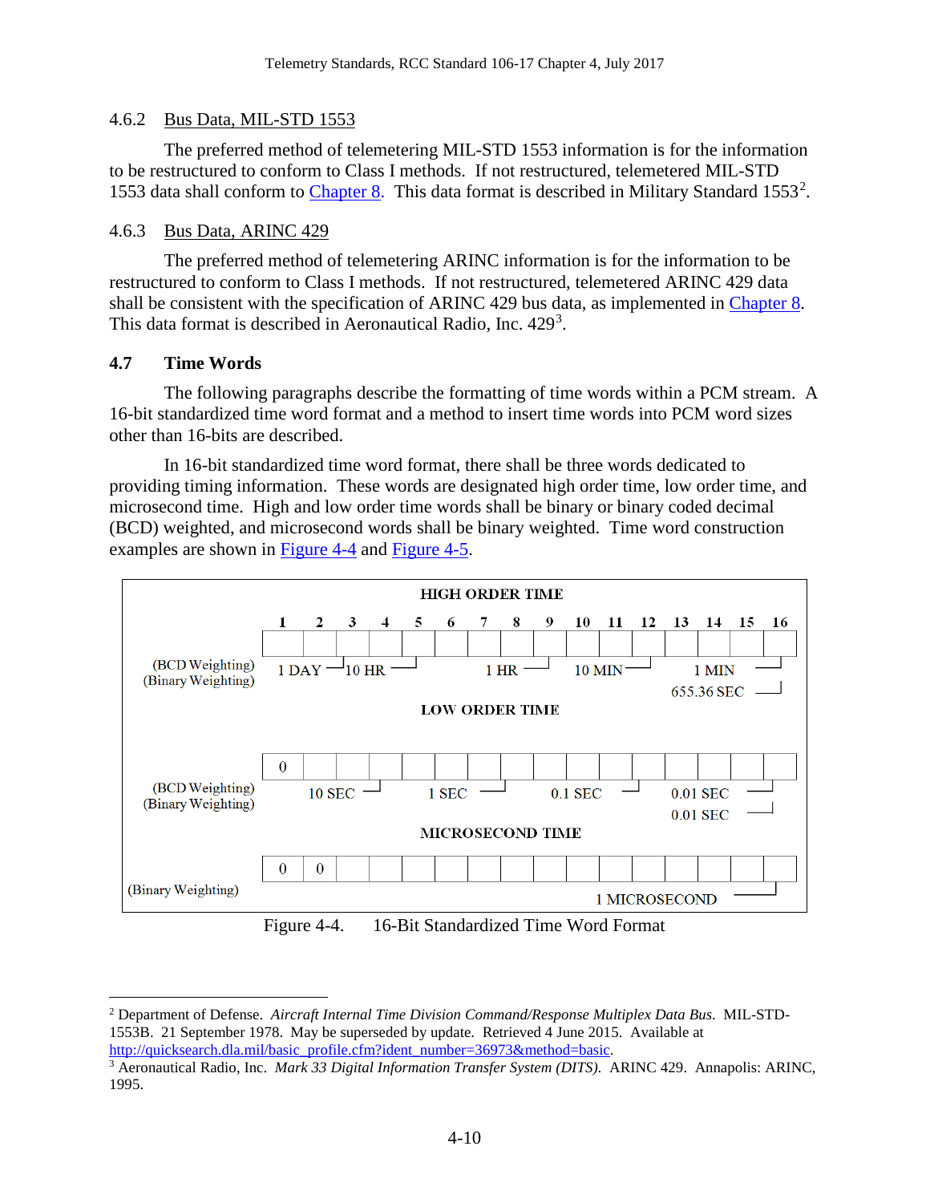### 4.6.2 Bus Data, MIL-STD 1553

The preferred method of telemetering MIL-STD 1553 information is for the information to be restructured to conform to Class I methods. If not restructured, telemetered MIL-STD 1553 data shall conform to Chapter 8. This data format is described in Military Standard 1553[2].

### 4.6.3 Bus Data, ARINC 429

The preferred method of telemetering ARINC information is for the information to be restructured to conform to Class I methods. If not restructured, telemetered ARINC 429 data shall be consistent with the specification of ARINC 429 bus data, as implemented in Chapter 8. This data format is described in Aeronautical Radio, Inc. 429[3].

## 4.7 Time Words

The following paragraphs describe the formatting of time words within a PCM stream. A 16-bit standardized time word format and a method to insert time words into PCM word sizes other than 16-bits are described.

In 16-bit standardized time word format, there shall be three words dedicated to providing timing information. These words are designated high order time, low order time, and microsecond time. High and low order time words shall be binary or binary coded decimal (BCD) weighted, and microsecond words shall be binary weighted. Time word construction examples are shown in Figure 4-4 and Figure 4-5.

HIGH ORDER TIME

1 2 3 4 5 6 7 8 9 10 11 12 13 14 15 16

(BCD Weighting) 1 DAY 10 HR 1 HR 10 MIN 1 MIN

(Binary Weighting) 655.36 SEC

LOW ORDER TIME

0

(BCD Weighting) 10 SEC 1 SEC 0.1 SEC 0.01 SEC

(Binary Weighting) 0.01 SEC

MICROSECOND TIME

0 0

(Binary Weighting) 1 MICROSECOND

Figure 4-4. 16-Bit Standardized Time Word Format

---

[2] Department of Defense. *Aircraft Internal Time Division Command/Response Multiplex Data Bus*. MIL-STD-1553B. 21 September 1978. May be superseded by update. Retrieved 4 June 2015. Available at http://quicksearch.dla.mil/basic_profile.cfm?ident_number=36973&method=basic.

[3] Aeronautical Radio, Inc. *Mark 33 Digital Information Transfer System (DITS)*. ARINC 429. Annapolis: ARINC, 1995.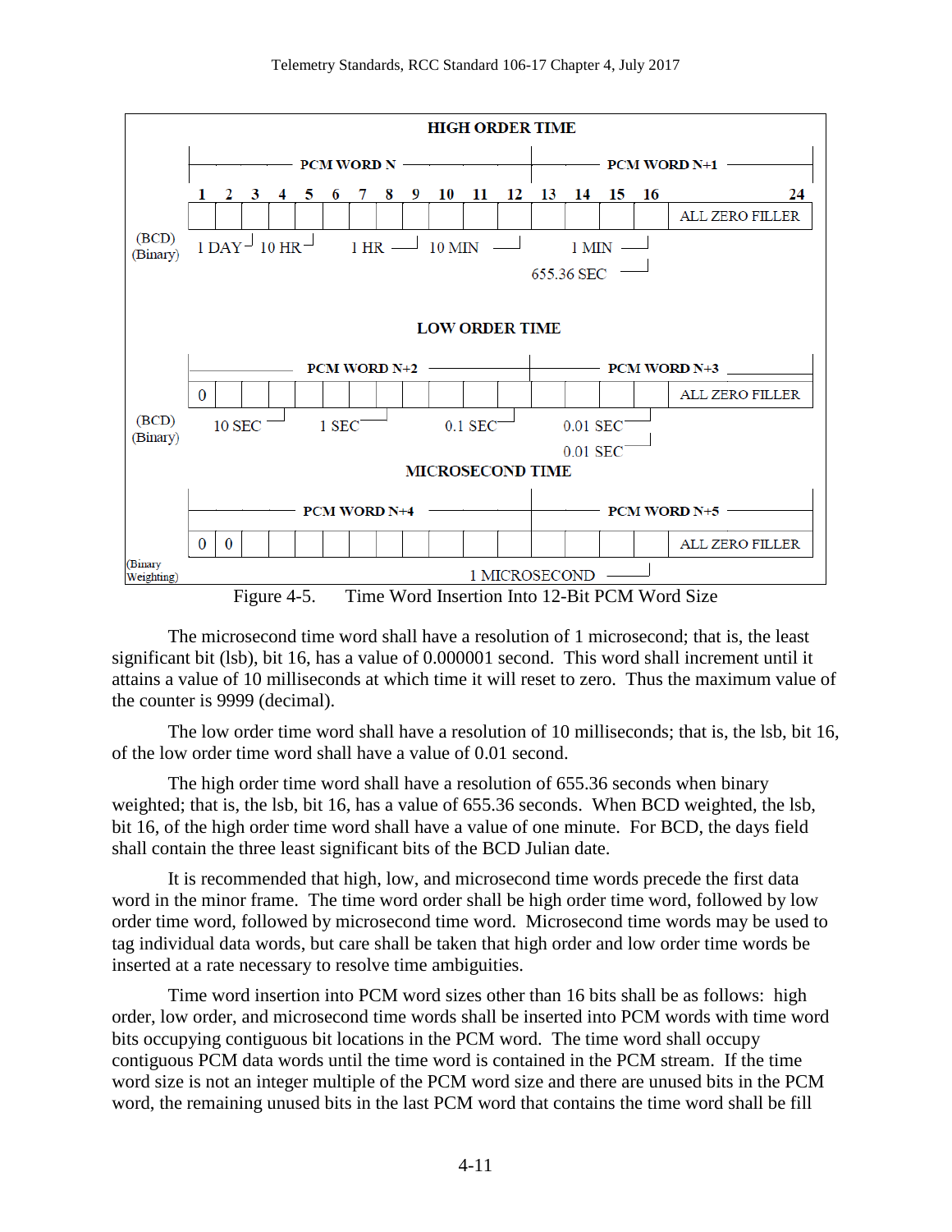HIGH ORDER TIME

PCM WORD N — PCM WORD N+1

1 2 3 4 5 6 7 8 9 10 11 12 13 14 15 16 24

ALL ZERO FILLER

(BCD)
(Binary)

1 DAY 10 HR 1 HR 10 MIN 1 MIN

655.36 SEC

LOW ORDER TIME

PCM WORD N+2 — PCM WORD N+3

0

ALL ZERO FILLER

(BCD)
(Binary)

10 SEC 1 SEC 0.1 SEC 0.01 SEC

0.01 SEC

MICROSECOND TIME

PCM WORD N+4 — PCM WORD N+5

0 0

ALL ZERO FILLER

(Binary
Weighting)

1 MICROSECOND

Figure 4-5. Time Word Insertion Into 12-Bit PCM Word Size

The microsecond time word shall have a resolution of 1 microsecond; that is, the least significant bit (lsb), bit 16, has a value of 0.000001 second. This word shall increment until it attains a value of 10 milliseconds at which time it will reset to zero. Thus the maximum value of the counter is 9999 (decimal).

The low order time word shall have a resolution of 10 milliseconds; that is, the lsb, bit 16, of the low order time word shall have a value of 0.01 second.

The high order time word shall have a resolution of 655.36 seconds when binary weighted; that is, the lsb, bit 16, has a value of 655.36 seconds. When BCD weighted, the lsb, bit 16, of the high order time word shall have a value of one minute. For BCD, the days field shall contain the three least significant bits of the BCD Julian date.

It is recommended that high, low, and microsecond time words precede the first data word in the minor frame. The time word order shall be high order time word, followed by low order time word, followed by microsecond time word. Microsecond time words may be used to tag individual data words, but care shall be taken that high order and low order time words be inserted at a rate necessary to resolve time ambiguities.

Time word insertion into PCM word sizes other than 16 bits shall be as follows: high order, low order, and microsecond time words shall be inserted into PCM words with time word bits occupying contiguous bit locations in the PCM word. The time word shall occupy contiguous PCM data words until the time word is contained in the PCM stream. If the time word size is not an integer multiple of the PCM word size and there are unused bits in the PCM word, the remaining unused bits in the last PCM word that contains the time word shall be fill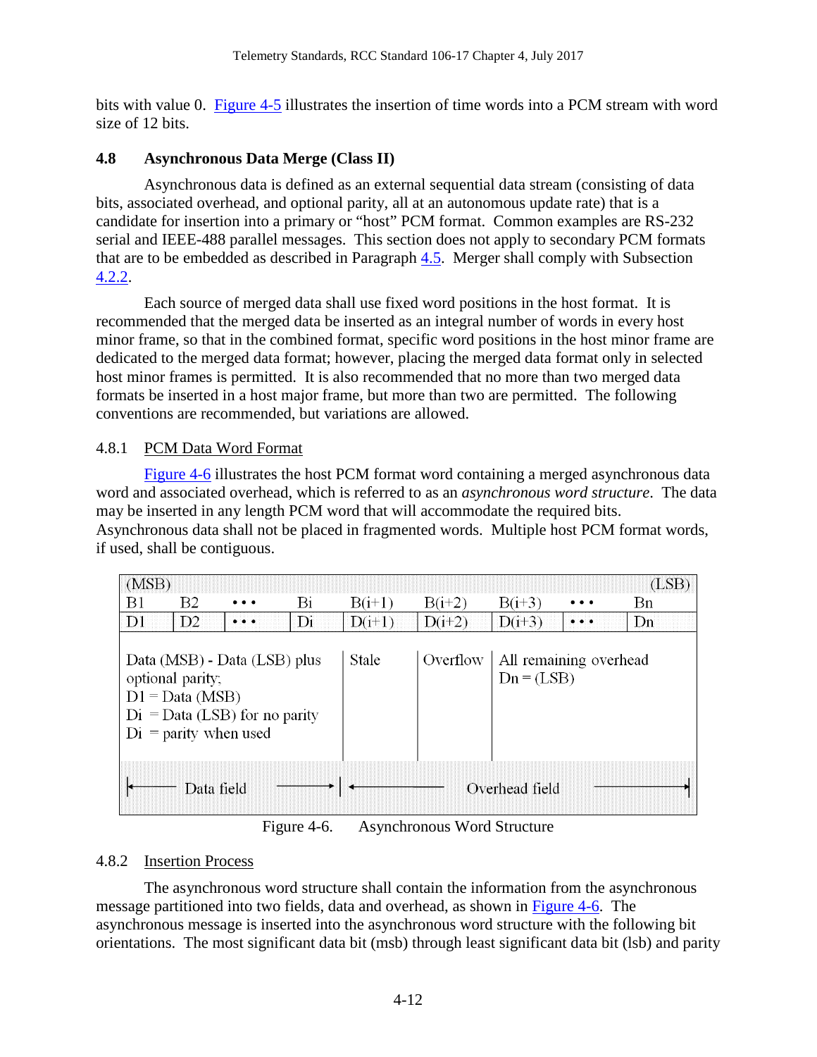bits with value 0. Figure 4-5 illustrates the insertion of time words into a PCM stream with word size of 12 bits.

## 4.8 Asynchronous Data Merge (Class II)

Asynchronous data is defined as an external sequential data stream (consisting of data bits, associated overhead, and optional parity, all at an autonomous update rate) that is a candidate for insertion into a primary or "host" PCM format. Common examples are RS-232 serial and IEEE-488 parallel messages. This section does not apply to secondary PCM formats that are to be embedded as described in Paragraph 4.5. Merger shall comply with Subsection 4.2.2.

Each source of merged data shall use fixed word positions in the host format. It is recommended that the merged data be inserted as an integral number of words in every host minor frame, so that in the combined format, specific word positions in the host minor frame are dedicated to the merged data format; however, placing the merged data format only in selected host minor frames is permitted. It is also recommended that no more than two merged data formats be inserted in a host major frame, but more than two are permitted. The following conventions are recommended, but variations are allowed.

### 4.8.1 PCM Data Word Format

Figure 4-6 illustrates the host PCM format word containing a merged asynchronous data word and associated overhead, which is referred to as an *asynchronous word structure*. The data may be inserted in any length PCM word that will accommodate the required bits. Asynchronous data shall not be placed in fragmented words. Multiple host PCM format words, if used, shall be contiguous.

| (MSB) | | | | | | | | (LSB) |
|---|---|---|---|---|---|---|---|---|
| B1 | B2 | • • • | Bi | B(i+1) | B(i+2) | B(i+3) | • • • | Bn |
| D1 | D2 | • • • | Di | D(i+1) | D(i+2) | D(i+3) | • • • | Dn |
| Data (MSB) - Data (LSB) plus optional parity;<br>D1 = Data (MSB)<br>Di = Data (LSB) for no parity<br>Di = parity when used | | | | Stale | Overflow | All remaining overhead<br>Dn = (LSB) | | |
| ←— Data field —→ | | | | ←— Overhead field —→ | | | | |

Figure 4-6. Asynchronous Word Structure

### 4.8.2 Insertion Process

The asynchronous word structure shall contain the information from the asynchronous message partitioned into two fields, data and overhead, as shown in Figure 4-6. The asynchronous message is inserted into the asynchronous word structure with the following bit orientations. The most significant data bit (msb) through least significant data bit (lsb) and parity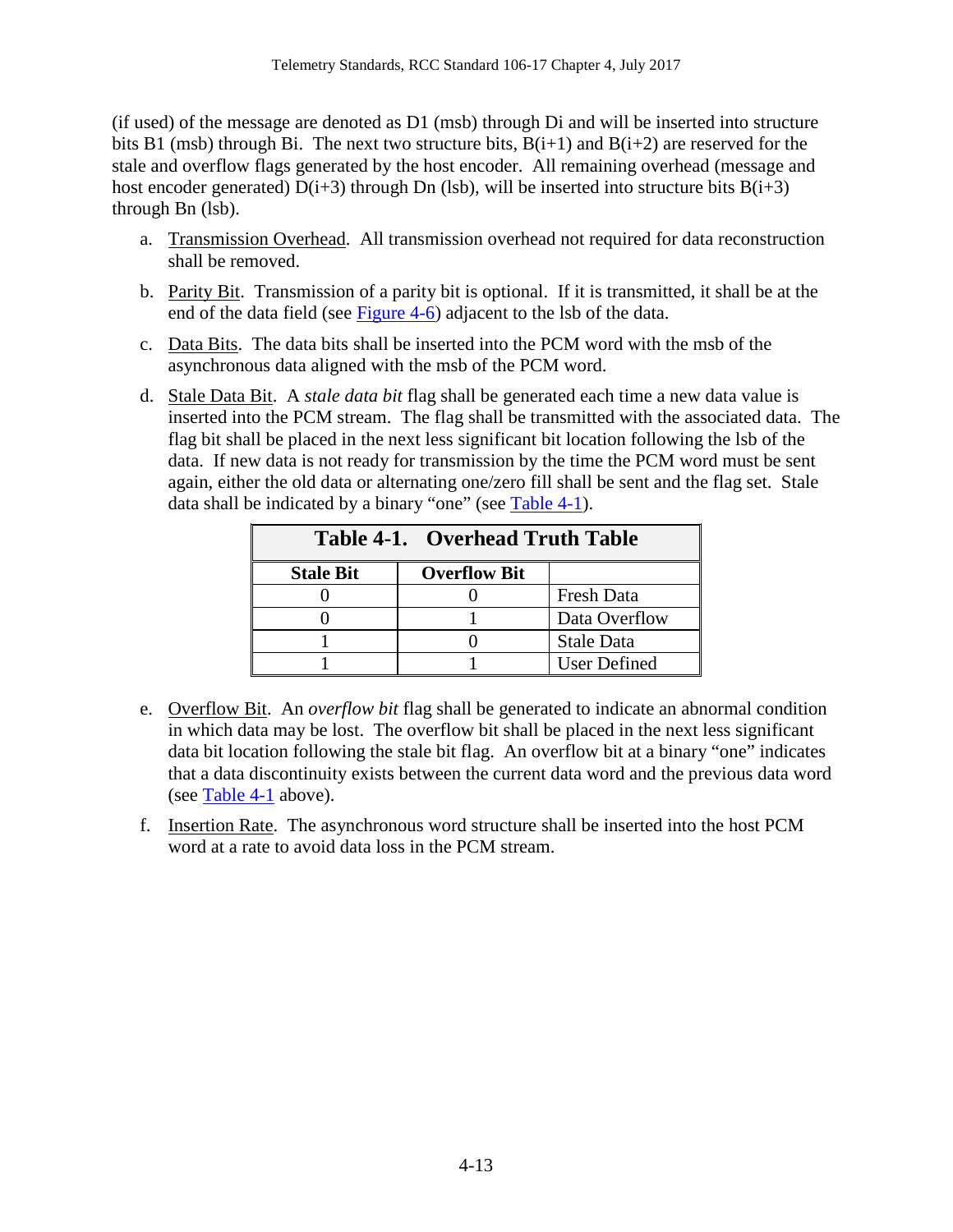(if used) of the message are denoted as D1 (msb) through Di and will be inserted into structure bits B1 (msb) through Bi. The next two structure bits, B(i+1) and B(i+2) are reserved for the stale and overflow flags generated by the host encoder. All remaining overhead (message and host encoder generated) D(i+3) through Dn (lsb), will be inserted into structure bits B(i+3) through Bn (lsb).

a. Transmission Overhead. All transmission overhead not required for data reconstruction shall be removed.

b. Parity Bit. Transmission of a parity bit is optional. If it is transmitted, it shall be at the end of the data field (see Figure 4-6) adjacent to the lsb of the data.

c. Data Bits. The data bits shall be inserted into the PCM word with the msb of the asynchronous data aligned with the msb of the PCM word.

d. Stale Data Bit. A *stale data bit* flag shall be generated each time a new data value is inserted into the PCM stream. The flag shall be transmitted with the associated data. The flag bit shall be placed in the next less significant bit location following the lsb of the data. If new data is not ready for transmission by the time the PCM word must be sent again, either the old data or alternating one/zero fill shall be sent and the flag set. Stale data shall be indicated by a binary "one" (see Table 4-1).

**Table 4-1. Overhead Truth Table**

| Stale Bit | Overflow Bit | |
|---|---|---|
| 0 | 0 | Fresh Data |
| 0 | 1 | Data Overflow |
| 1 | 0 | Stale Data |
| 1 | 1 | User Defined |

e. Overflow Bit. An *overflow bit* flag shall be generated to indicate an abnormal condition in which data may be lost. The overflow bit shall be placed in the next less significant data bit location following the stale bit flag. An overflow bit at a binary "one" indicates that a data discontinuity exists between the current data word and the previous data word (see Table 4-1 above).

f. Insertion Rate. The asynchronous word structure shall be inserted into the host PCM word at a rate to avoid data loss in the PCM stream.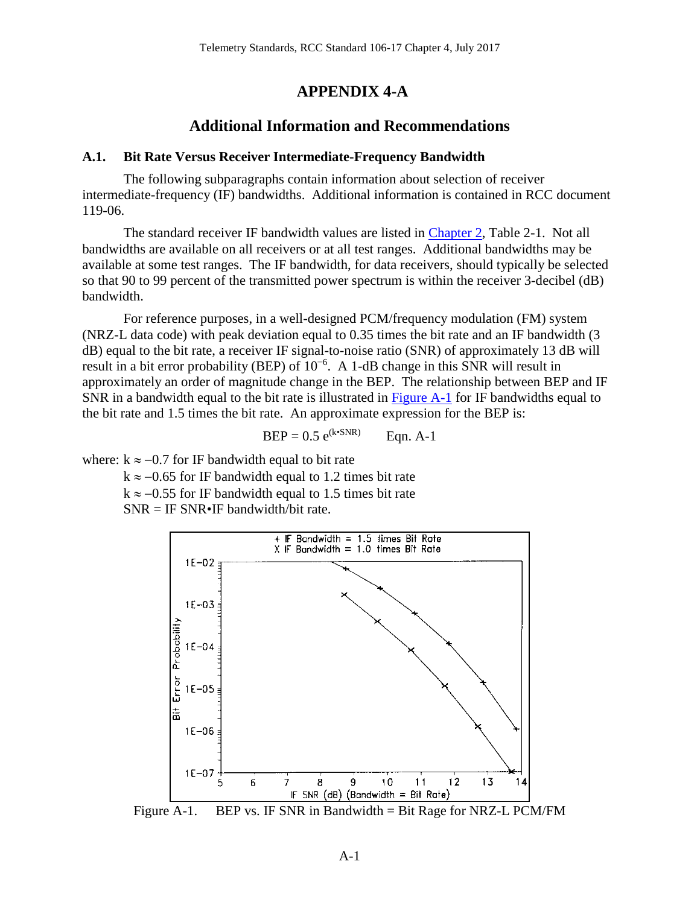# APPENDIX 4-A

## Additional Information and Recommendations

### A.1. Bit Rate Versus Receiver Intermediate-Frequency Bandwidth

The following subparagraphs contain information about selection of receiver intermediate-frequency (IF) bandwidths. Additional information is contained in RCC document 119-06.

The standard receiver IF bandwidth values are listed in Chapter 2, Table 2-1. Not all bandwidths are available on all receivers or at all test ranges. Additional bandwidths may be available at some test ranges. The IF bandwidth, for data receivers, should typically be selected so that 90 to 99 percent of the transmitted power spectrum is within the receiver 3-decibel (dB) bandwidth.

For reference purposes, in a well-designed PCM/frequency modulation (FM) system (NRZ-L data code) with peak deviation equal to 0.35 times the bit rate and an IF bandwidth (3 dB) equal to the bit rate, a receiver IF signal-to-noise ratio (SNR) of approximately 13 dB will result in a bit error probability (BEP) of $10^{-6}$. A 1-dB change in this SNR will result in approximately an order of magnitude change in the BEP. The relationship between BEP and IF SNR in a bandwidth equal to the bit rate is illustrated in Figure A-1 for IF bandwidths equal to the bit rate and 1.5 times the bit rate. An approximate expression for the BEP is:

$$\text{BEP} = 0.5\, e^{(k \cdot \text{SNR})} \qquad \text{Eqn. A-1}$$

where: $k \approx -0.7$ for IF bandwidth equal to bit rate
$k \approx -0.65$ for IF bandwidth equal to 1.2 times bit rate
$k \approx -0.55$ for IF bandwidth equal to 1.5 times bit rate
SNR = IF SNR•IF bandwidth/bit rate.

+ IF Bandwidth = 1.5 times Bit Rate
X IF Bandwidth = 1.0 times Bit Rate

Bit Error Probability

1E-02
1E-03
1E-04
1E-05
1E-06
1E-07

5 6 7 8 9 10 11 12 13 14

IF SNR (dB) (Bandwidth = Bit Rate)

Figure A-1. BEP vs. IF SNR in Bandwidth = Bit Rage for NRZ-L PCM/FM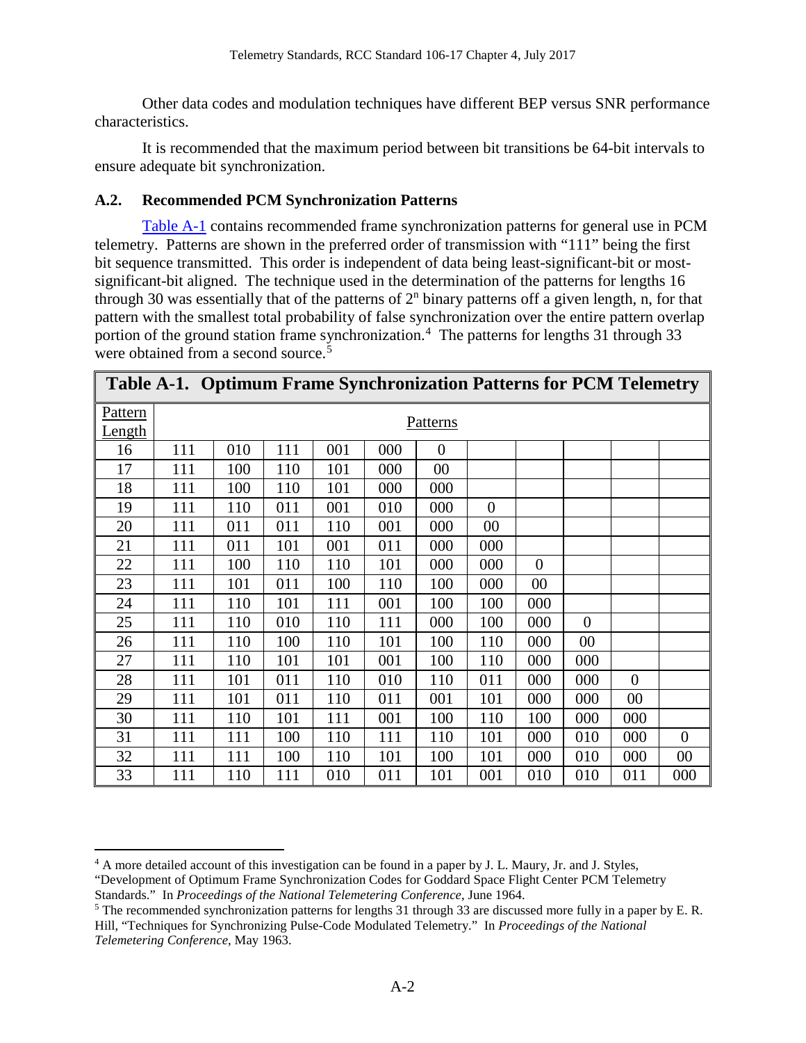Other data codes and modulation techniques have different BEP versus SNR performance characteristics.

It is recommended that the maximum period between bit transitions be 64-bit intervals to ensure adequate bit synchronization.

## A.2. Recommended PCM Synchronization Patterns

Table A-1 contains recommended frame synchronization patterns for general use in PCM telemetry. Patterns are shown in the preferred order of transmission with "111" being the first bit sequence transmitted. This order is independent of data being least-significant-bit or most-significant-bit aligned. The technique used in the determination of the patterns for lengths 16 through 30 was essentially that of the patterns of $2^n$ binary patterns off a given length, n, for that pattern with the smallest total probability of false synchronization over the entire pattern overlap portion of the ground station frame synchronization.[4] The patterns for lengths 31 through 33 were obtained from a second source.[5]

**Table A-1. Optimum Frame Synchronization Patterns for PCM Telemetry**

| Pattern Length | Patterns | | | | | | | | | |
|---|---|---|---|---|---|---|---|---|---|---|
| 16 | 111 | 010 | 111 | 001 | 000 | 0 | | | | |
| 17 | 111 | 100 | 110 | 101 | 000 | 00 | | | | |
| 18 | 111 | 100 | 110 | 101 | 000 | 000 | | | | |
| 19 | 111 | 110 | 011 | 001 | 010 | 000 | 0 | | | |
| 20 | 111 | 011 | 011 | 110 | 001 | 000 | 00 | | | |
| 21 | 111 | 011 | 101 | 001 | 011 | 000 | 000 | | | |
| 22 | 111 | 100 | 110 | 110 | 101 | 000 | 000 | 0 | | |
| 23 | 111 | 101 | 011 | 100 | 110 | 100 | 000 | 00 | | |
| 24 | 111 | 110 | 101 | 111 | 001 | 100 | 100 | 000 | | |
| 25 | 111 | 110 | 010 | 110 | 111 | 000 | 100 | 000 | 0 | |
| 26 | 111 | 110 | 100 | 110 | 101 | 100 | 110 | 000 | 00 | |
| 27 | 111 | 110 | 101 | 101 | 001 | 100 | 110 | 000 | 000 | |
| 28 | 111 | 101 | 011 | 110 | 010 | 110 | 011 | 000 | 000 | 0 |
| 29 | 111 | 101 | 011 | 110 | 011 | 001 | 101 | 000 | 000 | 00 |
| 30 | 111 | 110 | 101 | 111 | 001 | 100 | 110 | 100 | 000 | 000 |
| 31 | 111 | 111 | 100 | 110 | 111 | 110 | 101 | 000 | 010 | 000 | 0 |
| 32 | 111 | 111 | 100 | 110 | 101 | 100 | 101 | 000 | 010 | 000 | 00 |
| 33 | 111 | 110 | 111 | 010 | 011 | 101 | 001 | 010 | 010 | 011 | 000 |

[4] A more detailed account of this investigation can be found in a paper by J. L. Maury, Jr. and J. Styles, "Development of Optimum Frame Synchronization Codes for Goddard Space Flight Center PCM Telemetry Standards." In *Proceedings of the National Telemetering Conference*, June 1964.

[5] The recommended synchronization patterns for lengths 31 through 33 are discussed more fully in a paper by E. R. Hill, "Techniques for Synchronizing Pulse-Code Modulated Telemetry." In *Proceedings of the National Telemetering Conference*, May 1963.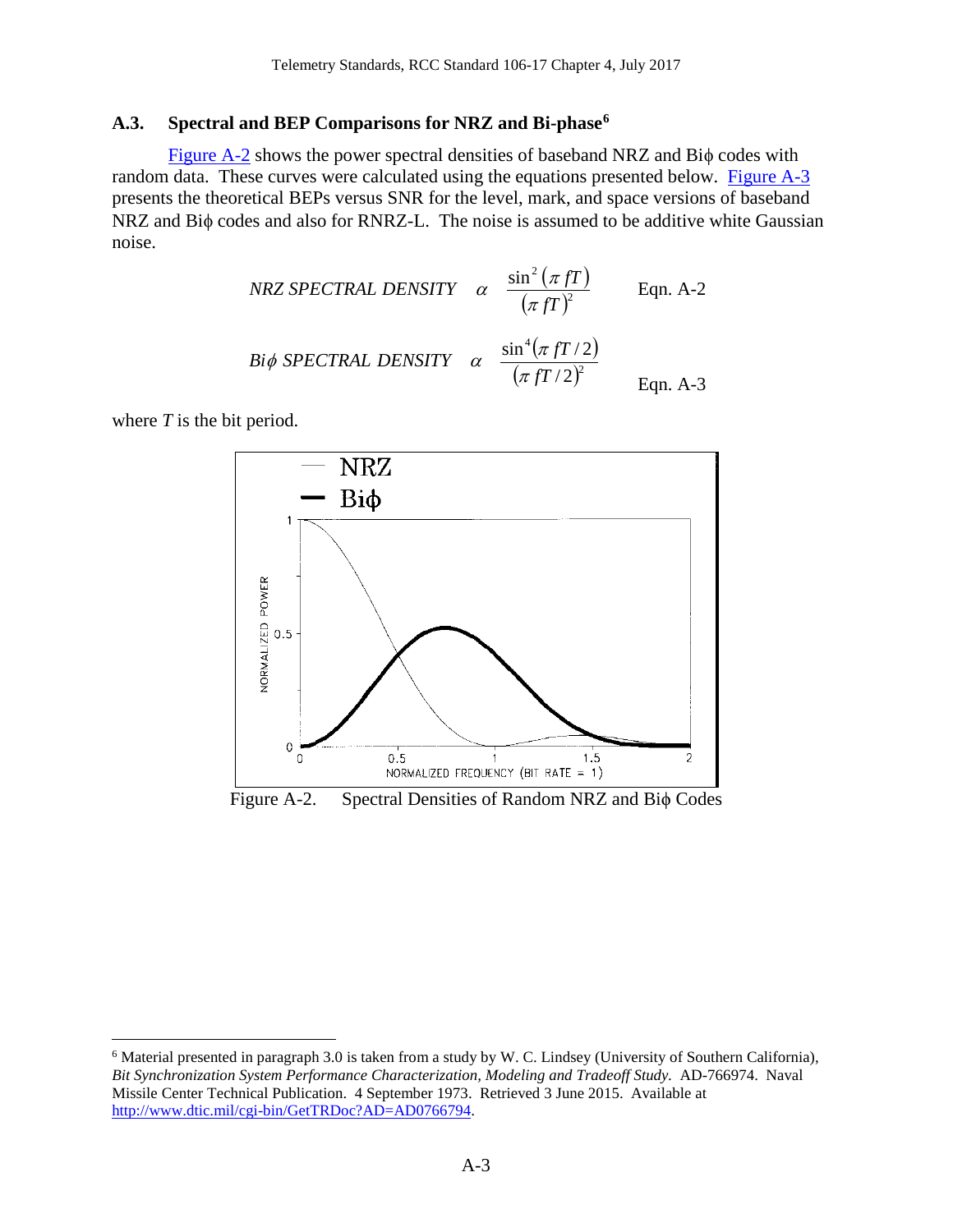## A.3. Spectral and BEP Comparisons for NRZ and Bi-phase[6]

Figure A-2 shows the power spectral densities of baseband NRZ and Biϕ codes with random data. These curves were calculated using the equations presented below. Figure A-3 presents the theoretical BEPs versus SNR for the level, mark, and space versions of baseband NRZ and Biϕ codes and also for RNRZ-L. The noise is assumed to be additive white Gaussian noise.

$$\textit{NRZ SPECTRAL DENSITY} \quad \alpha \quad \frac{\sin^2(\pi fT)}{(\pi fT)^2} \qquad \text{Eqn. A-2}$$

$$\textit{Bi}\phi \textit{ SPECTRAL DENSITY} \quad \alpha \quad \frac{\sin^4(\pi fT/2)}{(\pi fT/2)^2} \qquad \text{Eqn. A-3}$$

where $T$ is the bit period.

NRZ
Biϕ
NORMALIZED POWER
1
0.5
0
0
0.5
1
1.5
2
NORMALIZED FREQUENCY (BIT RATE = 1)

Figure A-2. Spectral Densities of Random NRZ and Biϕ Codes

[6] Material presented in paragraph 3.0 is taken from a study by W. C. Lindsey (University of Southern California), *Bit Synchronization System Performance Characterization, Modeling and Tradeoff Study.* AD-766974. Naval Missile Center Technical Publication. 4 September 1973. Retrieved 3 June 2015. Available at http://www.dtic.mil/cgi-bin/GetTRDoc?AD=AD0766794.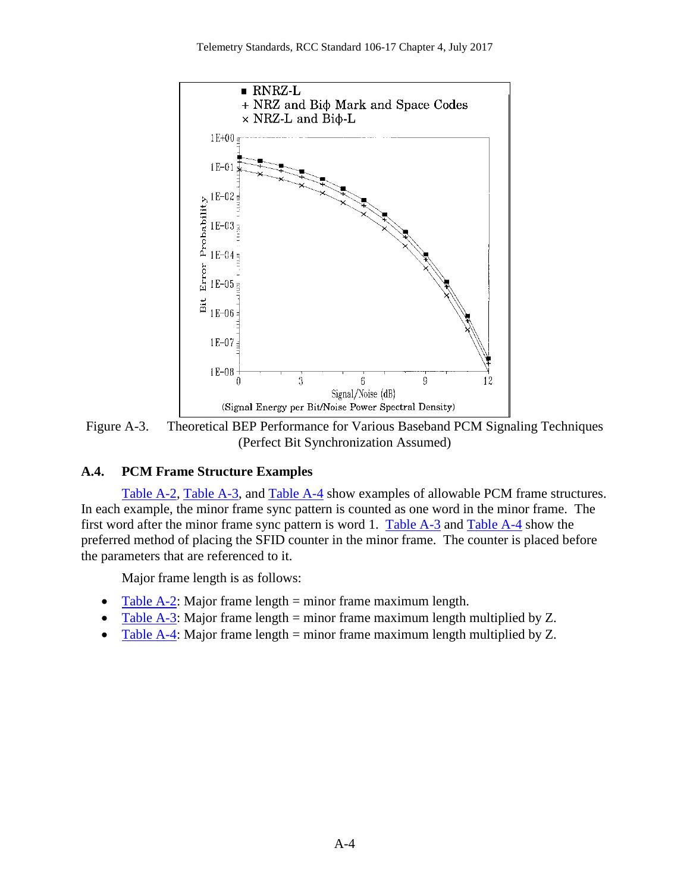Figure A-3. Theoretical BEP Performance for Various Baseband PCM Signaling Techniques (Perfect Bit Synchronization Assumed)

## A.4. PCM Frame Structure Examples

Table A-2, Table A-3, and Table A-4 show examples of allowable PCM frame structures. In each example, the minor frame sync pattern is counted as one word in the minor frame. The first word after the minor frame sync pattern is word 1. Table A-3 and Table A-4 show the preferred method of placing the SFID counter in the minor frame. The counter is placed before the parameters that are referenced to it.

Major frame length is as follows:

- Table A-2: Major frame length = minor frame maximum length.
- Table A-3: Major frame length = minor frame maximum length multiplied by Z.
- Table A-4: Major frame length = minor frame maximum length multiplied by Z.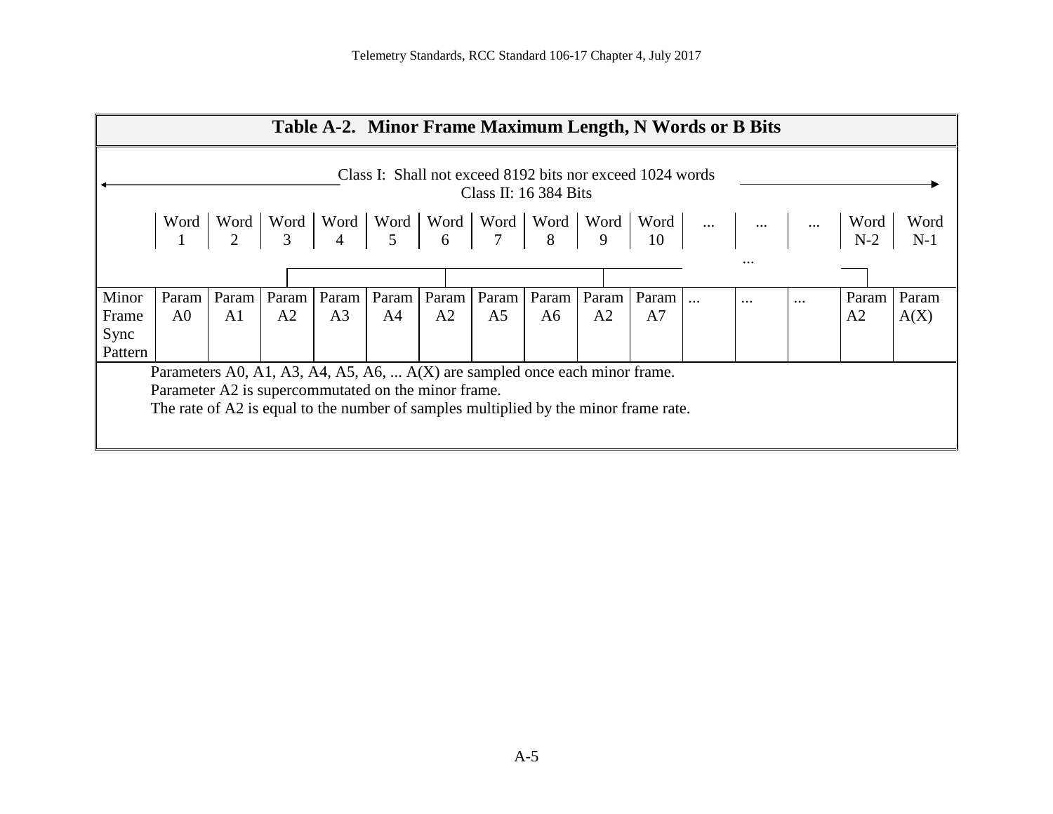**Table A-2. Minor Frame Maximum Length, N Words or B Bits**

Class I: Shall not exceed 8192 bits nor exceed 1024 words
Class II: 16 384 Bits

| | Word 1 | Word 2 | Word 3 | Word 4 | Word 5 | Word 6 | Word 7 | Word 8 | Word 9 | Word 10 | ... | ... | ... | Word N-2 | Word N-1 |
|---|---|---|---|---|---|---|---|---|---|---|---|---|---|---|---|
| Minor Frame Sync Pattern | Param A0 | Param A1 | Param A2 | Param A3 | Param A4 | Param A2 | Param A5 | Param A6 | Param A2 | Param A7 | ... | ... | ... | Param A2 | Param A(X) |

Parameters A0, A1, A3, A4, A5, A6, ... A(X) are sampled once each minor frame.
Parameter A2 is supercommutated on the minor frame.
The rate of A2 is equal to the number of samples multiplied by the minor frame rate.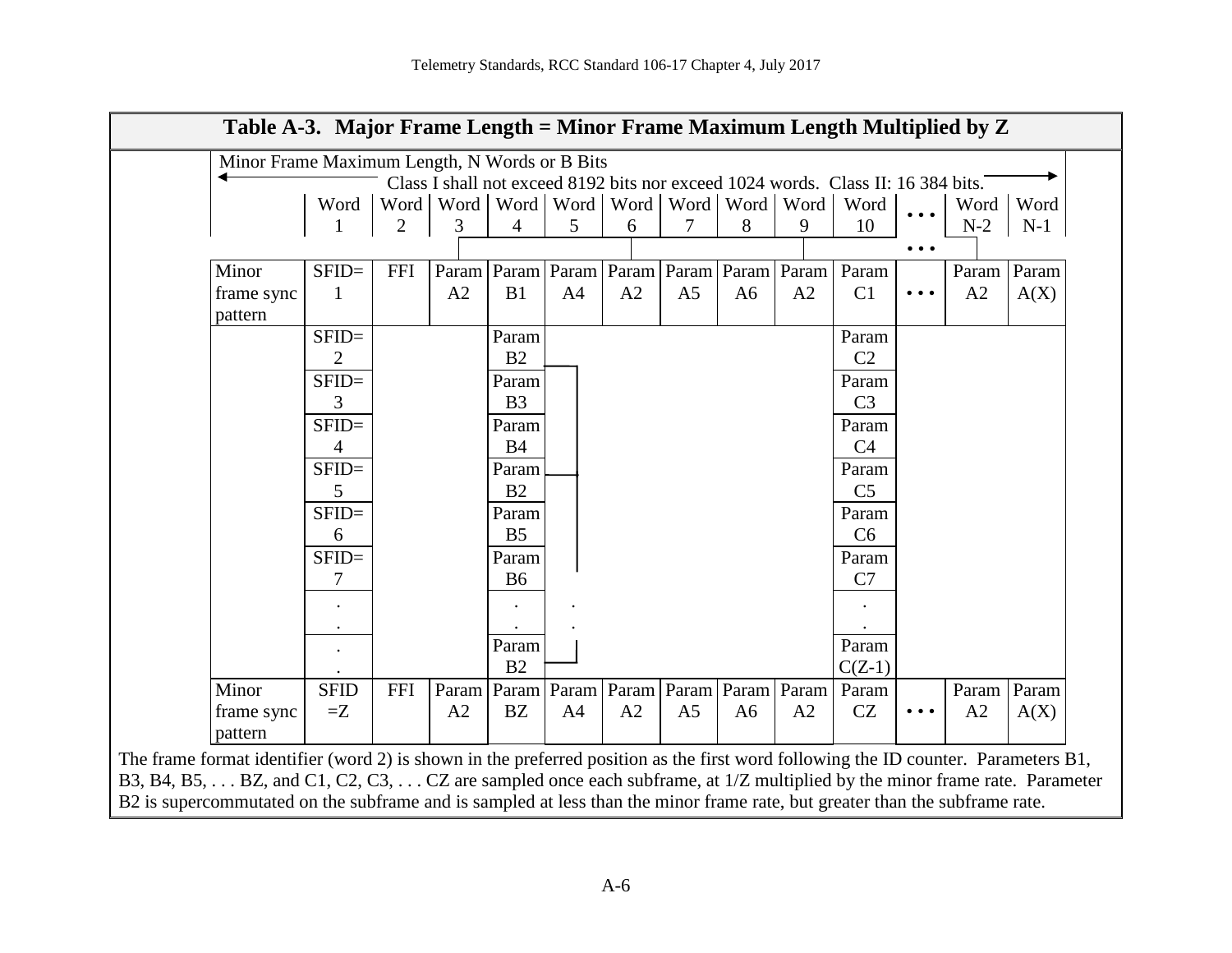## Table A-3. Major Frame Length = Minor Frame Maximum Length Multiplied by Z

Minor Frame Maximum Length, N Words or B Bits

Class I shall not exceed 8192 bits nor exceed 1024 words. Class II: 16 384 bits.

| | Word 1 | Word 2 | Word 3 | Word 4 | Word 5 | Word 6 | Word 7 | Word 8 | Word 9 | Word 10 | • • • | Word N-2 | Word N-1 |
|---|---|---|---|---|---|---|---|---|---|---|---|---|---|
| Minor frame sync pattern | SFID= 1 | FFI | Param A2 | Param B1 | Param A4 | Param A2 | Param A5 | Param A6 | Param A2 | Param C1 | • • • | Param A2 | Param A(X) |
| | SFID= 2 | | | Param B2 | | | | | | Param C2 | | | |
| | SFID= 3 | | | Param B3 | | | | | | Param C3 | | | |
| | SFID= 4 | | | Param B4 | | | | | | Param C4 | | | |
| | SFID= 5 | | | Param B2 | | | | | | Param C5 | | | |
| | SFID= 6 | | | Param B5 | | | | | | Param C6 | | | |
| | SFID= 7 | | | Param B6 | | | | | | Param C7 | | | |
| | . . | | | . . | . . | | | | | . . | | | |
| | . . | | | Param B2 | | | | | | Param C(Z-1) | | | |
| Minor frame sync pattern | SFID =Z | FFI | Param A2 | Param BZ | Param A4 | Param A2 | Param A5 | Param A6 | Param A2 | Param CZ | • • • | Param A2 | Param A(X) |

The frame format identifier (word 2) is shown in the preferred position as the first word following the ID counter. Parameters B1, B3, B4, B5, . . . BZ, and C1, C2, C3, . . . CZ are sampled once each subframe, at 1/Z multiplied by the minor frame rate. Parameter B2 is supercommutated on the subframe and is sampled at less than the minor frame rate, but greater than the subframe rate.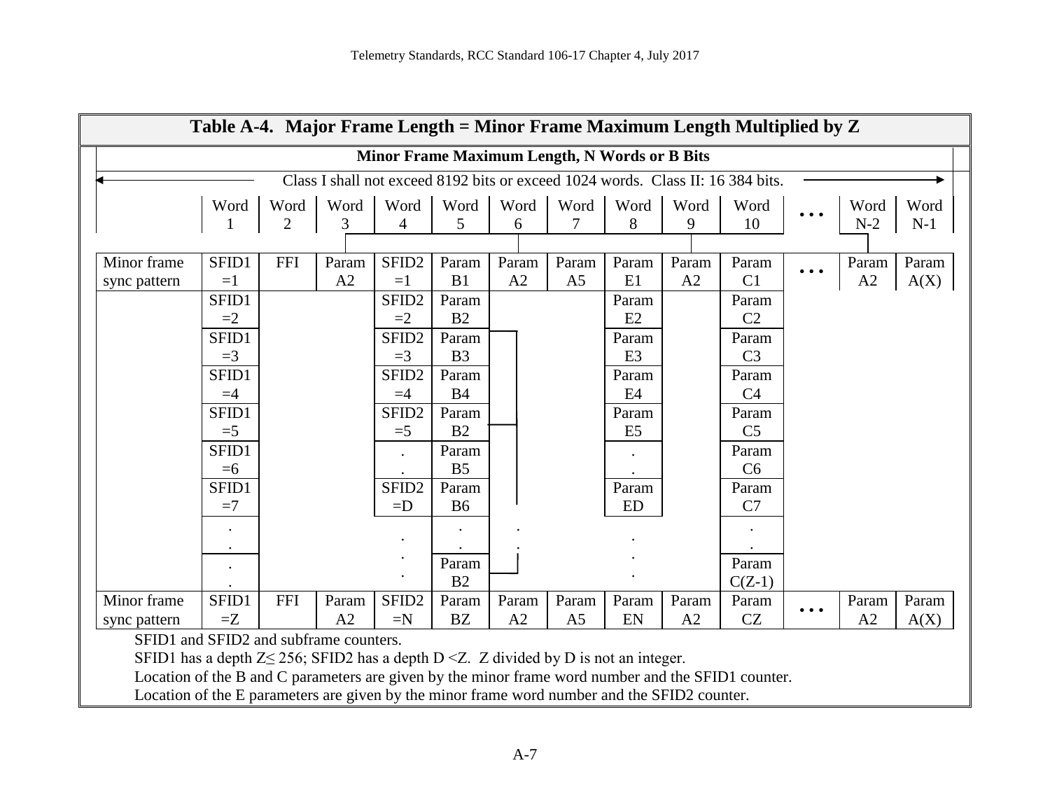**Table A-4. Major Frame Length = Minor Frame Maximum Length Multiplied by Z**

**Minor Frame Maximum Length, N Words or B Bits**

Class I shall not exceed 8192 bits or exceed 1024 words. Class II: 16 384 bits.

| | Word 1 | Word 2 | Word 3 | Word 4 | Word 5 | Word 6 | Word 7 | Word 8 | Word 9 | Word 10 | … | Word N-2 | Word N-1 |
|---|---|---|---|---|---|---|---|---|---|---|---|---|---|
| Minor frame sync pattern | SFID1 =1 | FFI | Param A2 | SFID2 =1 | Param B1 | Param A2 | Param A5 | Param E1 | Param A2 | Param C1 | … | Param A2 | Param A(X) |
| | SFID1 =2 | | | SFID2 =2 | Param B2 | | | Param E2 | | Param C2 | | | |
| | SFID1 =3 | | | SFID2 =3 | Param B3 | | | Param E3 | | Param C3 | | | |
| | SFID1 =4 | | | SFID2 =4 | Param B4 | | | Param E4 | | Param C4 | | | |
| | SFID1 =5 | | | SFID2 =5 | Param B2 | | | Param E5 | | Param C5 | | | |
| | SFID1 =6 | | | . . | Param B5 | | | . . | | Param C6 | | | |
| | SFID1 =7 | | | SFID2 =D | Param B6 | | | Param ED | | Param C7 | | | |
| | . . | | | . . | . . | . . | | . . | | . . | | | |
| | . . | | | . . | Param B2 | | | . . | | Param C(Z-1) | | | |
| Minor frame sync pattern | SFID1 =Z | FFI | Param A2 | SFID2 =N | Param BZ | Param A2 | Param A5 | Param EN | Param A2 | Param CZ | … | Param A2 | Param A(X) |

SFID1 and SFID2 and subframe counters.

SFID1 has a depth Z≤ 256; SFID2 has a depth D <Z. Z divided by D is not an integer.

Location of the B and C parameters are given by the minor frame word number and the SFID1 counter.

Location of the E parameters are given by the minor frame word number and the SFID2 counter.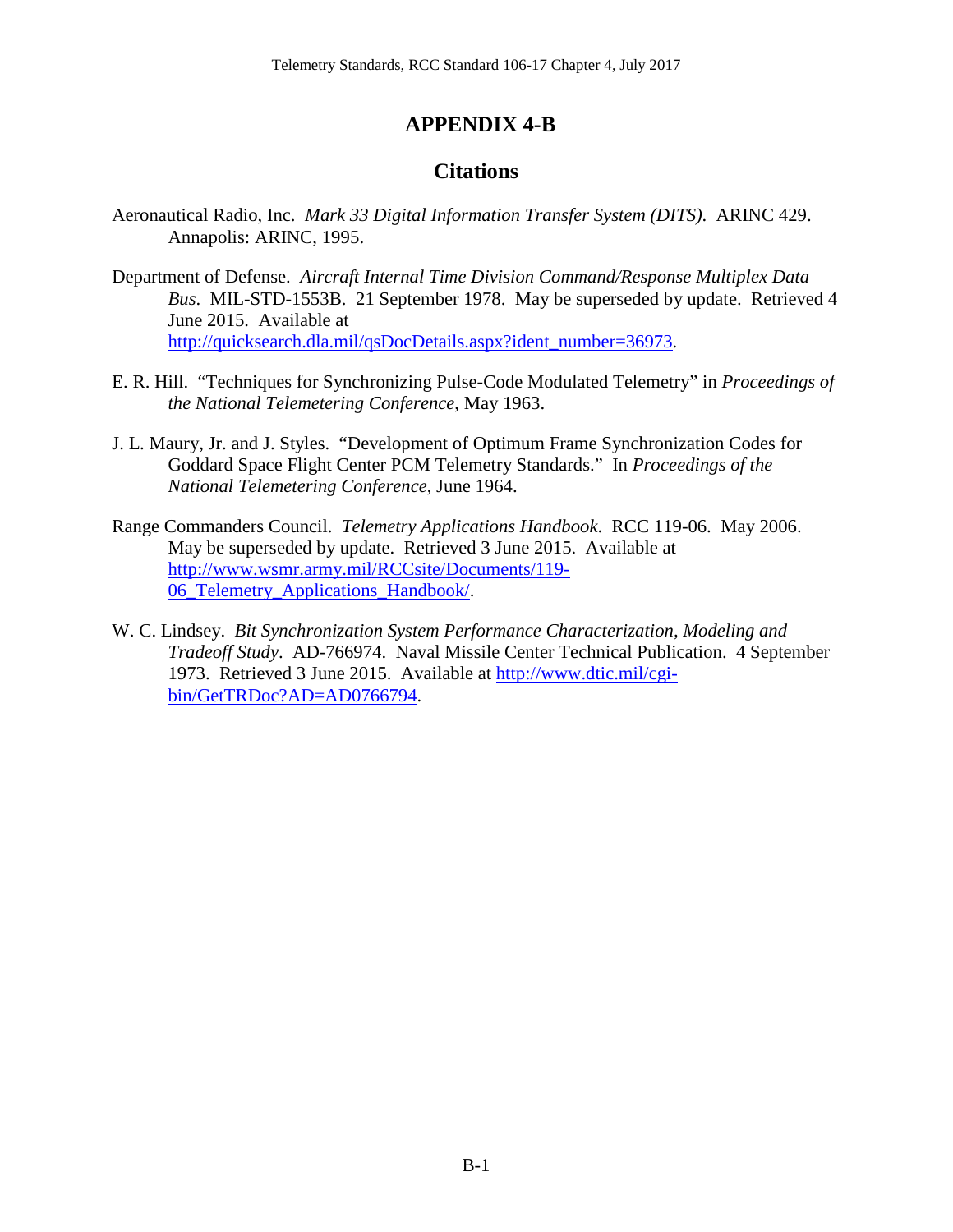# APPENDIX 4-B

## Citations

Aeronautical Radio, Inc. *Mark 33 Digital Information Transfer System (DITS)*. ARINC 429. Annapolis: ARINC, 1995.

Department of Defense. *Aircraft Internal Time Division Command/Response Multiplex Data Bus*. MIL-STD-1553B. 21 September 1978. May be superseded by update. Retrieved 4 June 2015. Available at http://quicksearch.dla.mil/qsDocDetails.aspx?ident_number=36973.

E. R. Hill. "Techniques for Synchronizing Pulse-Code Modulated Telemetry" in *Proceedings of the National Telemetering Conference*, May 1963.

J. L. Maury, Jr. and J. Styles. "Development of Optimum Frame Synchronization Codes for Goddard Space Flight Center PCM Telemetry Standards." In *Proceedings of the National Telemetering Conference*, June 1964.

Range Commanders Council. *Telemetry Applications Handbook*. RCC 119-06. May 2006. May be superseded by update. Retrieved 3 June 2015. Available at http://www.wsmr.army.mil/RCCsite/Documents/119-06_Telemetry_Applications_Handbook/.

W. C. Lindsey. *Bit Synchronization System Performance Characterization, Modeling and Tradeoff Study*. AD-766974. Naval Missile Center Technical Publication. 4 September 1973. Retrieved 3 June 2015. Available at http://www.dtic.mil/cgi-bin/GetTRDoc?AD=AD0766794.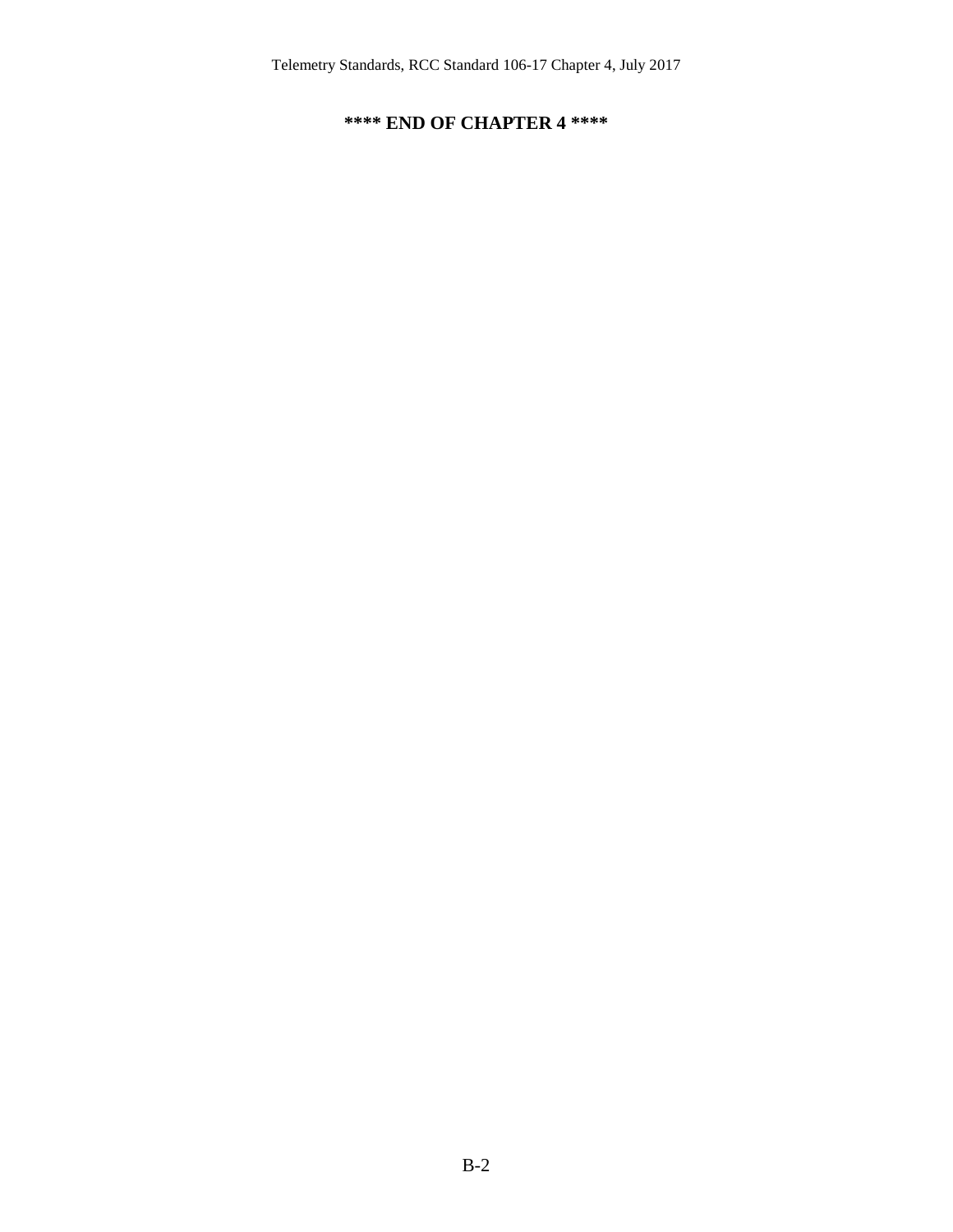**\*\*\*\* END OF CHAPTER 4 \*\*\*\***

**** END OF CHAPTER 4 ****